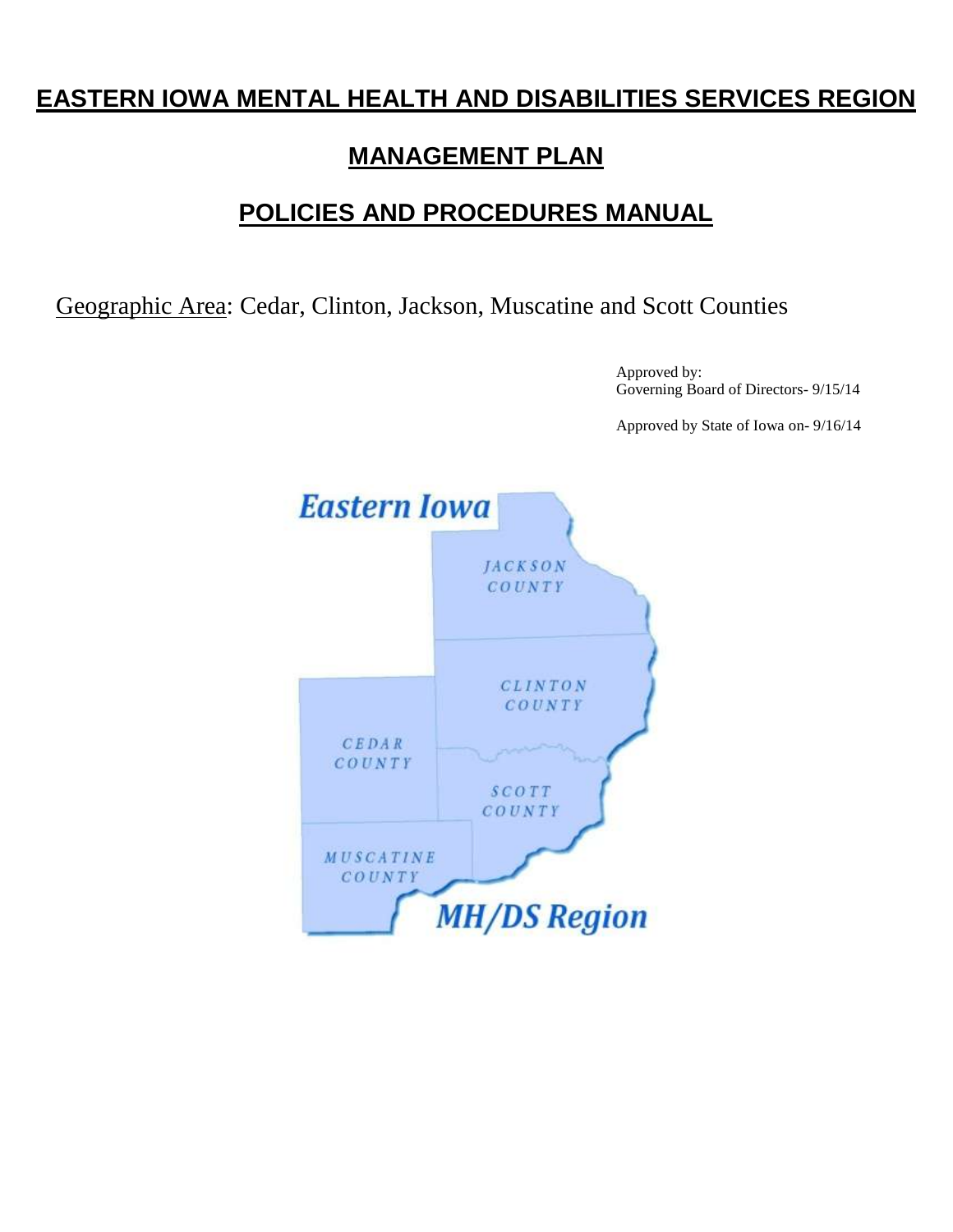# EASTERN IOWA MENTAL HEALTH AND DISABILITIES SERVICES REGION

## MANAGEMENT PLAN

## POLICIES AND PROCEDURES MANUAL

Geographic Area: Cedar, Clinton, Jackson, Muscatine and Scott Counties

Approved by:
Governing Board of Directors- 9/15/14

Approved by State of Iowa on- 9/16/14

Eastern Iowa

JACKSON COUNTY

CLINTON COUNTY

CEDAR COUNTY

SCOTT COUNTY

MUSCATINE COUNTY

MH/DS Region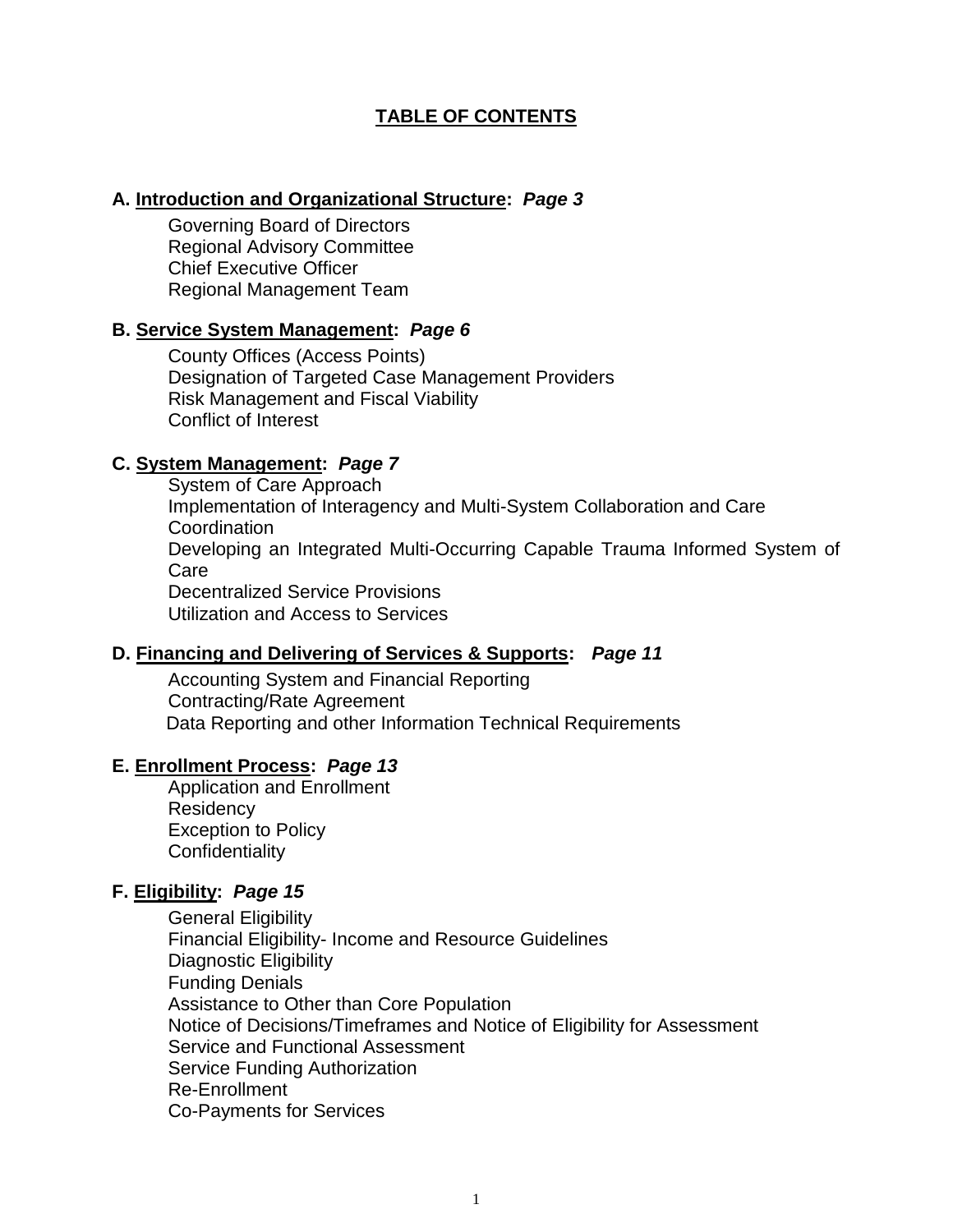# TABLE OF CONTENTS

**A. <u>Introduction and Organizational Structure</u>: *Page 3***

- Governing Board of Directors
- Regional Advisory Committee
- Chief Executive Officer
- Regional Management Team

**B. <u>Service System Management</u>: *Page 6***

- County Offices (Access Points)
- Designation of Targeted Case Management Providers
- Risk Management and Fiscal Viability
- Conflict of Interest

**C. <u>System Management</u>: *Page 7***

- System of Care Approach
- Implementation of Interagency and Multi-System Collaboration and Care Coordination
- Developing an Integrated Multi-Occurring Capable Trauma Informed System of Care
- Decentralized Service Provisions
- Utilization and Access to Services

**D. <u>Financing and Delivering of Services & Supports</u>: *Page 11***

- Accounting System and Financial Reporting
- Contracting/Rate Agreement
- Data Reporting and other Information Technical Requirements

**E. <u>Enrollment Process</u>: *Page 13***

- Application and Enrollment
- Residency
- Exception to Policy
- Confidentiality

**F. <u>Eligibility</u>: *Page 15***

- General Eligibility
- Financial Eligibility- Income and Resource Guidelines
- Diagnostic Eligibility
- Funding Denials
- Assistance to Other than Core Population
- Notice of Decisions/Timeframes and Notice of Eligibility for Assessment
- Service and Functional Assessment
- Service Funding Authorization
- Re-Enrollment
- Co-Payments for Services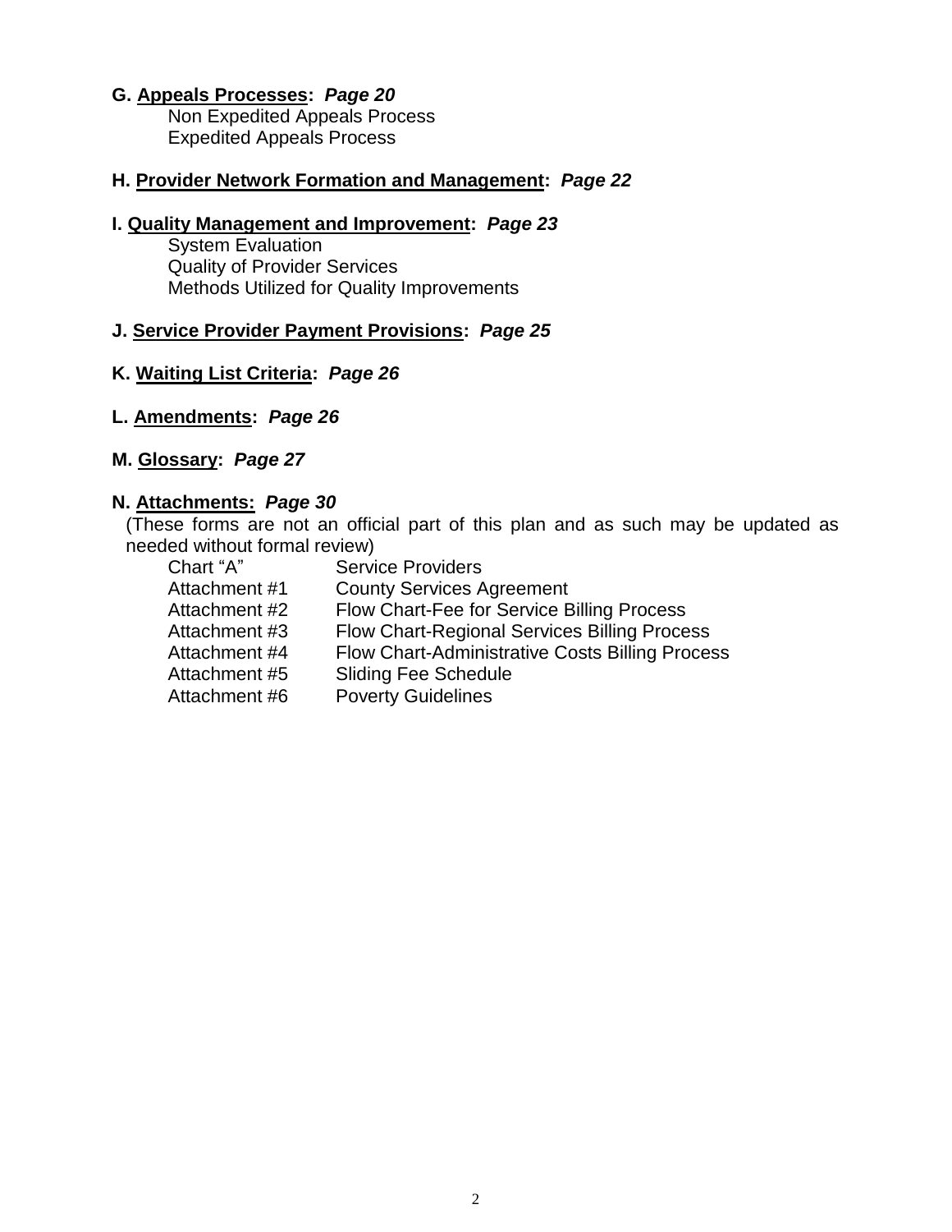**G. <u>Appeals Processes</u>: *Page 20***

Non Expedited Appeals Process
Expedited Appeals Process

**H. <u>Provider Network Formation and Management</u>: *Page 22***

**I. <u>Quality Management and Improvement</u>: *Page 23***

System Evaluation
Quality of Provider Services
Methods Utilized for Quality Improvements

**J. <u>Service Provider Payment Provisions</u>: *Page 25***

**K. <u>Waiting List Criteria</u>: *Page 26***

**L. <u>Amendments</u>: *Page 26***

**M. <u>Glossary</u>: *Page 27***

**N. <u>Attachments:</u> *Page 30***

(These forms are not an official part of this plan and as such may be updated as needed without formal review)

| | |
|---|---|
| Chart "A" | Service Providers |
| Attachment #1 | County Services Agreement |
| Attachment #2 | Flow Chart-Fee for Service Billing Process |
| Attachment #3 | Flow Chart-Regional Services Billing Process |
| Attachment #4 | Flow Chart-Administrative Costs Billing Process |
| Attachment #5 | Sliding Fee Schedule |
| Attachment #6 | Poverty Guidelines |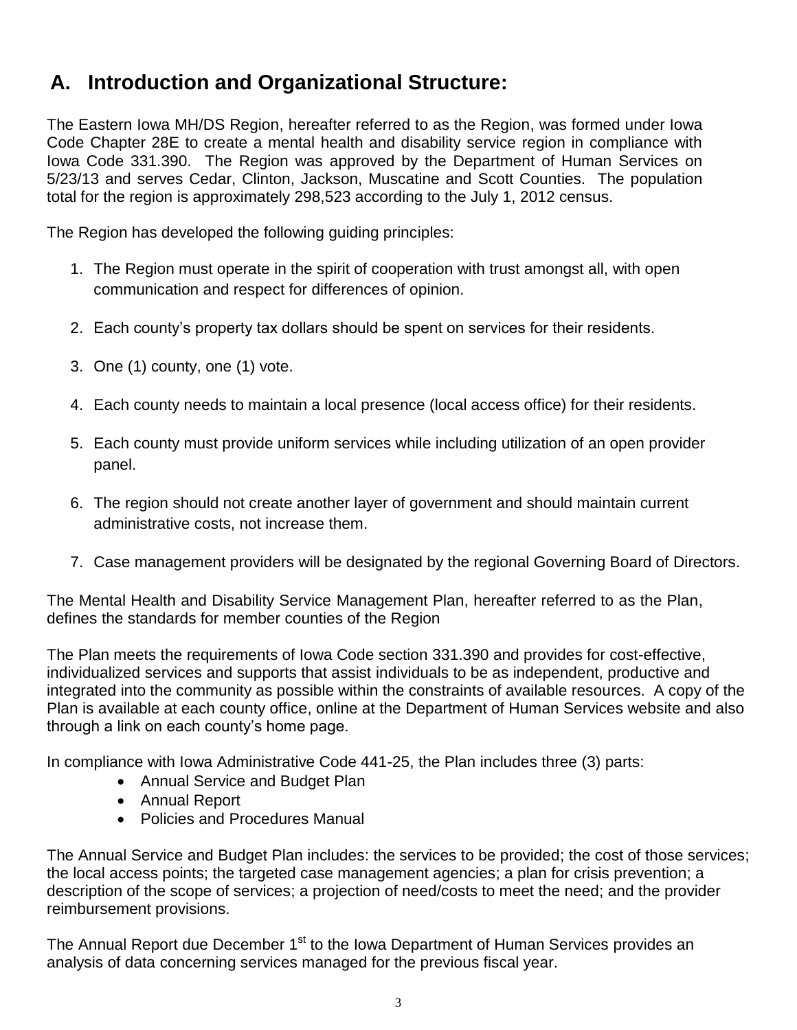## A. Introduction and Organizational Structure:

The Eastern Iowa MH/DS Region, hereafter referred to as the Region, was formed under Iowa Code Chapter 28E to create a mental health and disability service region in compliance with Iowa Code 331.390. The Region was approved by the Department of Human Services on 5/23/13 and serves Cedar, Clinton, Jackson, Muscatine and Scott Counties. The population total for the region is approximately 298,523 according to the July 1, 2012 census.

The Region has developed the following guiding principles:

1. The Region must operate in the spirit of cooperation with trust amongst all, with open communication and respect for differences of opinion.
2. Each county's property tax dollars should be spent on services for their residents.
3. One (1) county, one (1) vote.
4. Each county needs to maintain a local presence (local access office) for their residents.
5. Each county must provide uniform services while including utilization of an open provider panel.
6. The region should not create another layer of government and should maintain current administrative costs, not increase them.
7. Case management providers will be designated by the regional Governing Board of Directors.

The Mental Health and Disability Service Management Plan, hereafter referred to as the Plan, defines the standards for member counties of the Region

The Plan meets the requirements of Iowa Code section 331.390 and provides for cost-effective, individualized services and supports that assist individuals to be as independent, productive and integrated into the community as possible within the constraints of available resources. A copy of the Plan is available at each county office, online at the Department of Human Services website and also through a link on each county's home page.

In compliance with Iowa Administrative Code 441-25, the Plan includes three (3) parts:

- Annual Service and Budget Plan
- Annual Report
- Policies and Procedures Manual

The Annual Service and Budget Plan includes: the services to be provided; the cost of those services; the local access points; the targeted case management agencies; a plan for crisis prevention; a description of the scope of services; a projection of need/costs to meet the need; and the provider reimbursement provisions.

The Annual Report due December 1st to the Iowa Department of Human Services provides an analysis of data concerning services managed for the previous fiscal year.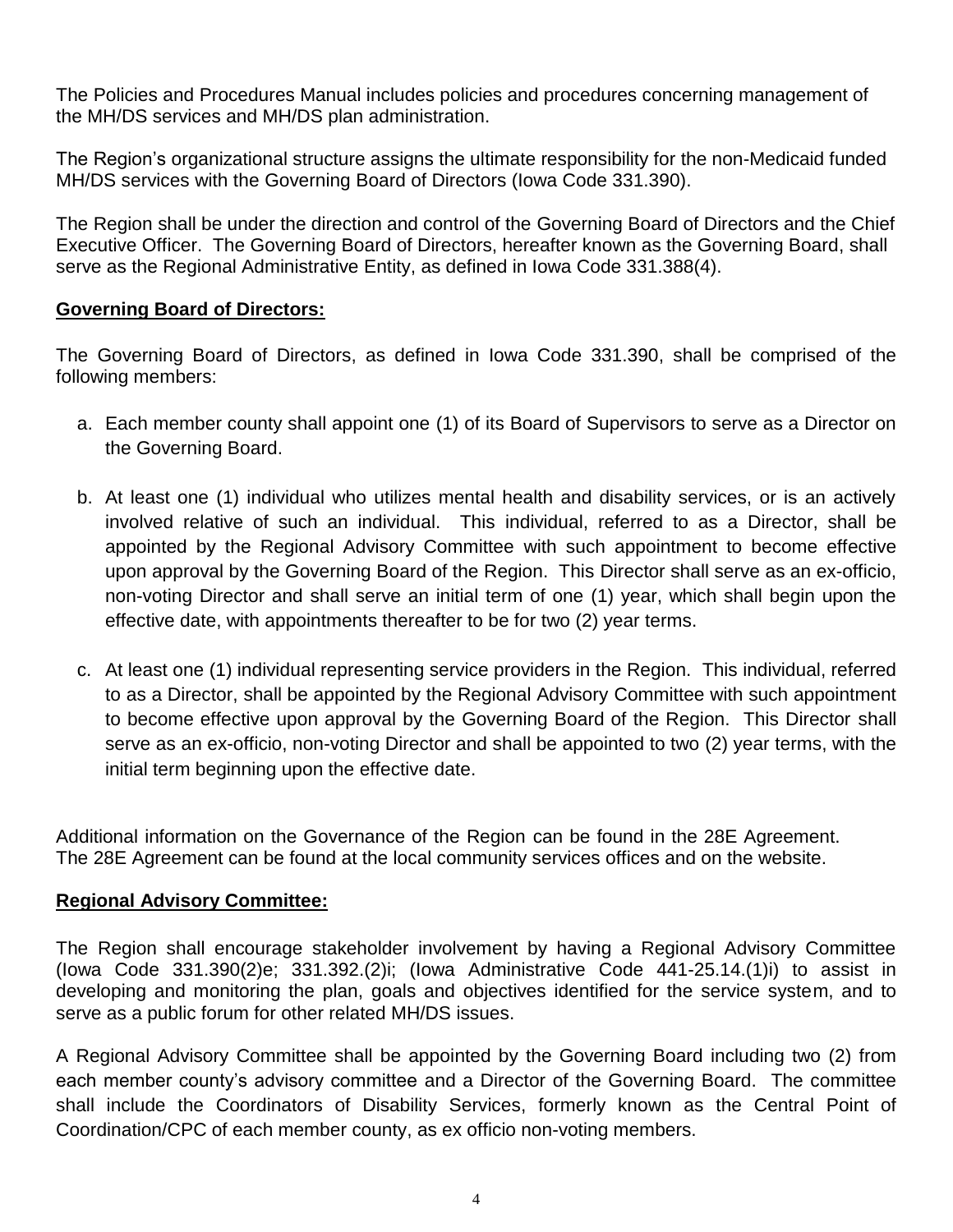The Policies and Procedures Manual includes policies and procedures concerning management of the MH/DS services and MH/DS plan administration.

The Region's organizational structure assigns the ultimate responsibility for the non-Medicaid funded MH/DS services with the Governing Board of Directors (Iowa Code 331.390).

The Region shall be under the direction and control of the Governing Board of Directors and the Chief Executive Officer. The Governing Board of Directors, hereafter known as the Governing Board, shall serve as the Regional Administrative Entity, as defined in Iowa Code 331.388(4).

**Governing Board of Directors:**

The Governing Board of Directors, as defined in Iowa Code 331.390, shall be comprised of the following members:

a. Each member county shall appoint one (1) of its Board of Supervisors to serve as a Director on the Governing Board.

b. At least one (1) individual who utilizes mental health and disability services, or is an actively involved relative of such an individual. This individual, referred to as a Director, shall be appointed by the Regional Advisory Committee with such appointment to become effective upon approval by the Governing Board of the Region. This Director shall serve as an ex-officio, non-voting Director and shall serve an initial term of one (1) year, which shall begin upon the effective date, with appointments thereafter to be for two (2) year terms.

c. At least one (1) individual representing service providers in the Region. This individual, referred to as a Director, shall be appointed by the Regional Advisory Committee with such appointment to become effective upon approval by the Governing Board of the Region. This Director shall serve as an ex-officio, non-voting Director and shall be appointed to two (2) year terms, with the initial term beginning upon the effective date.

Additional information on the Governance of the Region can be found in the 28E Agreement. The 28E Agreement can be found at the local community services offices and on the website.

**Regional Advisory Committee:**

The Region shall encourage stakeholder involvement by having a Regional Advisory Committee (Iowa Code 331.390(2)e; 331.392.(2)i; (Iowa Administrative Code 441-25.14.(1)i) to assist in developing and monitoring the plan, goals and objectives identified for the service system, and to serve as a public forum for other related MH/DS issues.

A Regional Advisory Committee shall be appointed by the Governing Board including two (2) from each member county's advisory committee and a Director of the Governing Board. The committee shall include the Coordinators of Disability Services, formerly known as the Central Point of Coordination/CPC of each member county, as ex officio non-voting members.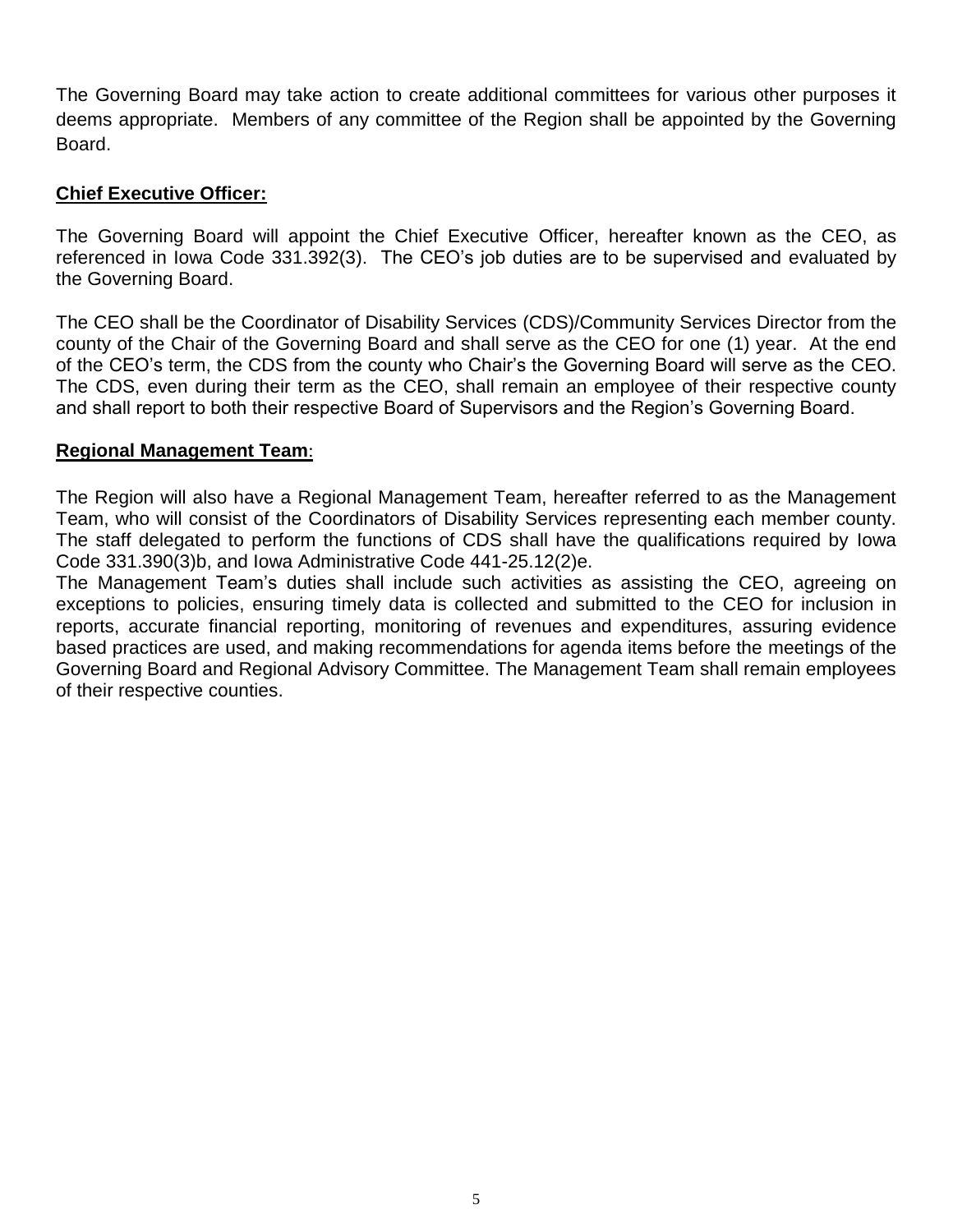The Governing Board may take action to create additional committees for various other purposes it deems appropriate. Members of any committee of the Region shall be appointed by the Governing Board.

**Chief Executive Officer:**

The Governing Board will appoint the Chief Executive Officer, hereafter known as the CEO, as referenced in Iowa Code 331.392(3). The CEO's job duties are to be supervised and evaluated by the Governing Board.

The CEO shall be the Coordinator of Disability Services (CDS)/Community Services Director from the county of the Chair of the Governing Board and shall serve as the CEO for one (1) year. At the end of the CEO's term, the CDS from the county who Chair's the Governing Board will serve as the CEO. The CDS, even during their term as the CEO, shall remain an employee of their respective county and shall report to both their respective Board of Supervisors and the Region's Governing Board.

**Regional Management Team:**

The Region will also have a Regional Management Team, hereafter referred to as the Management Team, who will consist of the Coordinators of Disability Services representing each member county. The staff delegated to perform the functions of CDS shall have the qualifications required by Iowa Code 331.390(3)b, and Iowa Administrative Code 441-25.12(2)e.

The Management Team's duties shall include such activities as assisting the CEO, agreeing on exceptions to policies, ensuring timely data is collected and submitted to the CEO for inclusion in reports, accurate financial reporting, monitoring of revenues and expenditures, assuring evidence based practices are used, and making recommendations for agenda items before the meetings of the Governing Board and Regional Advisory Committee. The Management Team shall remain employees of their respective counties.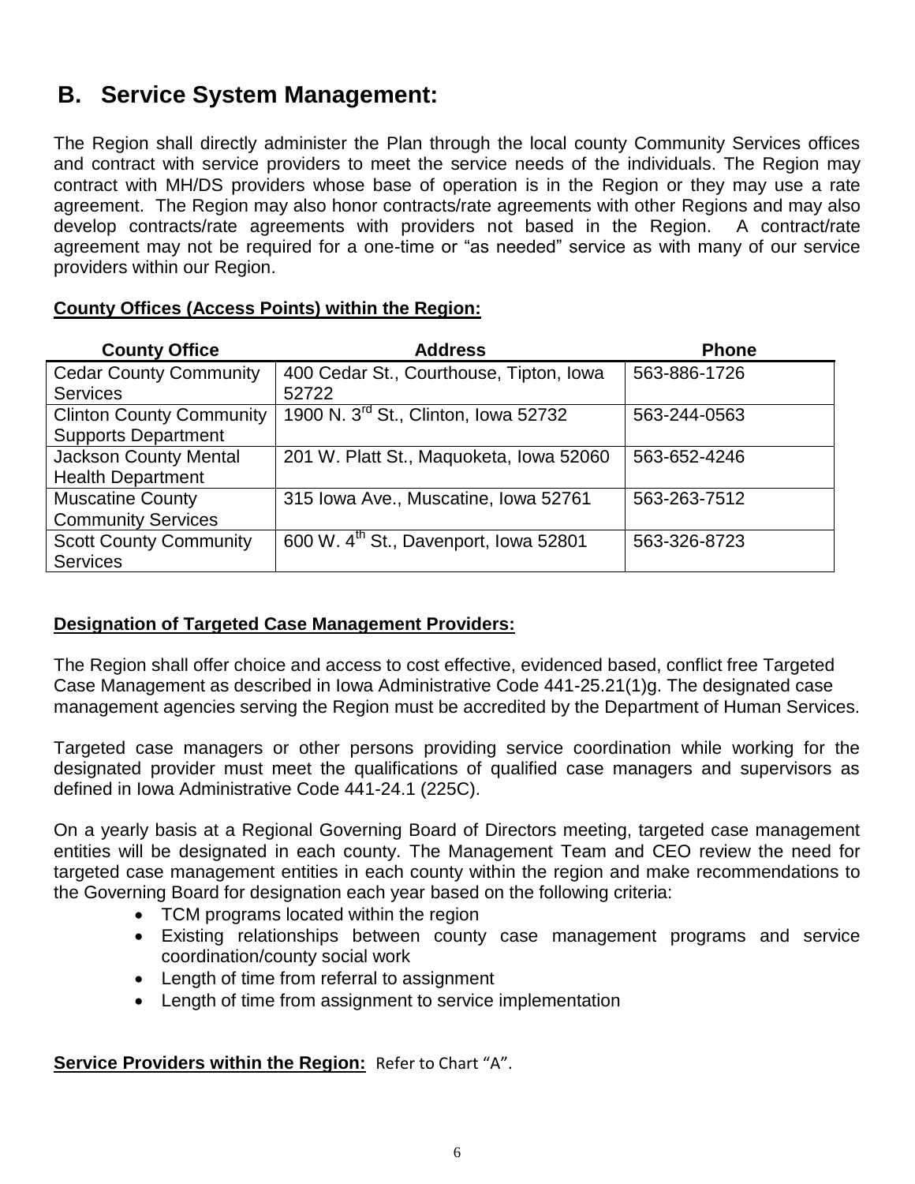## B. Service System Management:

The Region shall directly administer the Plan through the local county Community Services offices and contract with service providers to meet the service needs of the individuals. The Region may contract with MH/DS providers whose base of operation is in the Region or they may use a rate agreement. The Region may also honor contracts/rate agreements with other Regions and may also develop contracts/rate agreements with providers not based in the Region. A contract/rate agreement may not be required for a one-time or "as needed" service as with many of our service providers within our Region.

**County Offices (Access Points) within the Region:**

| County Office | Address | Phone |
|---|---|---|
| Cedar County Community Services | 400 Cedar St., Courthouse, Tipton, Iowa 52722 | 563-886-1726 |
| Clinton County Community Supports Department | 1900 N. 3rd St., Clinton, Iowa 52732 | 563-244-0563 |
| Jackson County Mental Health Department | 201 W. Platt St., Maquoketa, Iowa 52060 | 563-652-4246 |
| Muscatine County Community Services | 315 Iowa Ave., Muscatine, Iowa 52761 | 563-263-7512 |
| Scott County Community Services | 600 W. 4th St., Davenport, Iowa 52801 | 563-326-8723 |

**Designation of Targeted Case Management Providers:**

The Region shall offer choice and access to cost effective, evidenced based, conflict free Targeted Case Management as described in Iowa Administrative Code 441-25.21(1)g. The designated case management agencies serving the Region must be accredited by the Department of Human Services.

Targeted case managers or other persons providing service coordination while working for the designated provider must meet the qualifications of qualified case managers and supervisors as defined in Iowa Administrative Code 441-24.1 (225C).

On a yearly basis at a Regional Governing Board of Directors meeting, targeted case management entities will be designated in each county. The Management Team and CEO review the need for targeted case management entities in each county within the region and make recommendations to the Governing Board for designation each year based on the following criteria:

- TCM programs located within the region
- Existing relationships between county case management programs and service coordination/county social work
- Length of time from referral to assignment
- Length of time from assignment to service implementation

**Service Providers within the Region:** Refer to Chart "A".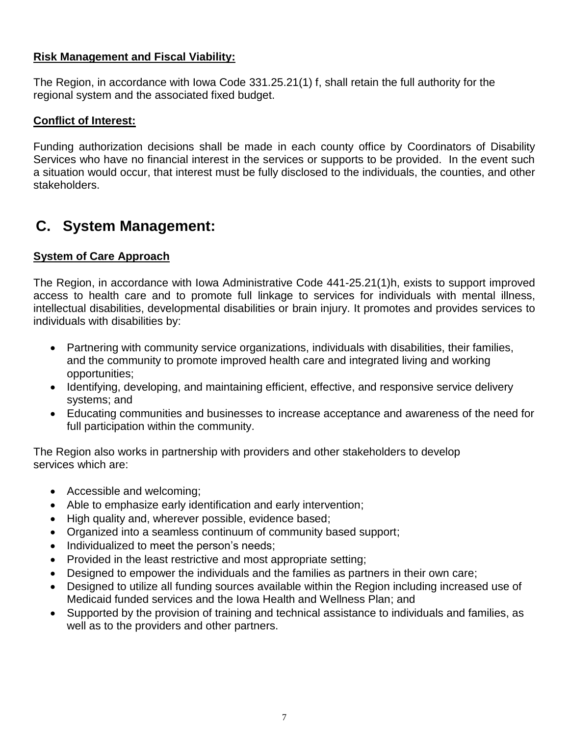**Risk Management and Fiscal Viability:**

The Region, in accordance with Iowa Code 331.25.21(1) f, shall retain the full authority for the regional system and the associated fixed budget.

**Conflict of Interest:**

Funding authorization decisions shall be made in each county office by Coordinators of Disability Services who have no financial interest in the services or supports to be provided. In the event such a situation would occur, that interest must be fully disclosed to the individuals, the counties, and other stakeholders.

## C. System Management:

**System of Care Approach**

The Region, in accordance with Iowa Administrative Code 441-25.21(1)h, exists to support improved access to health care and to promote full linkage to services for individuals with mental illness, intellectual disabilities, developmental disabilities or brain injury. It promotes and provides services to individuals with disabilities by:

- Partnering with community service organizations, individuals with disabilities, their families, and the community to promote improved health care and integrated living and working opportunities;
- Identifying, developing, and maintaining efficient, effective, and responsive service delivery systems; and
- Educating communities and businesses to increase acceptance and awareness of the need for full participation within the community.

The Region also works in partnership with providers and other stakeholders to develop services which are:

- Accessible and welcoming;
- Able to emphasize early identification and early intervention;
- High quality and, wherever possible, evidence based;
- Organized into a seamless continuum of community based support;
- Individualized to meet the person's needs;
- Provided in the least restrictive and most appropriate setting;
- Designed to empower the individuals and the families as partners in their own care;
- Designed to utilize all funding sources available within the Region including increased use of Medicaid funded services and the Iowa Health and Wellness Plan; and
- Supported by the provision of training and technical assistance to individuals and families, as well as to the providers and other partners.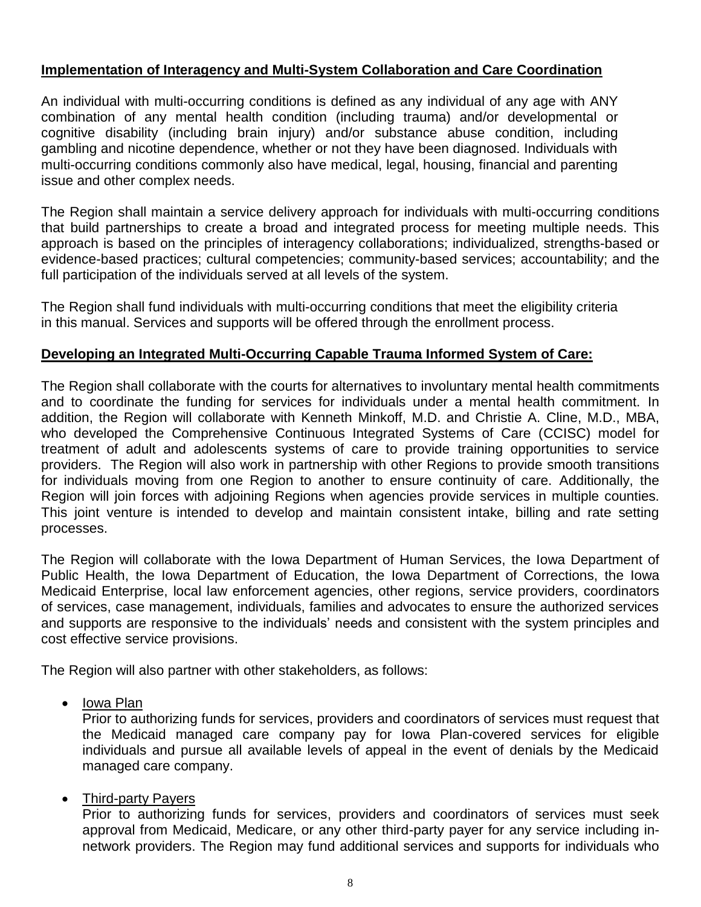**Implementation of Interagency and Multi-System Collaboration and Care Coordination**

An individual with multi-occurring conditions is defined as any individual of any age with ANY combination of any mental health condition (including trauma) and/or developmental or cognitive disability (including brain injury) and/or substance abuse condition, including gambling and nicotine dependence, whether or not they have been diagnosed. Individuals with multi-occurring conditions commonly also have medical, legal, housing, financial and parenting issue and other complex needs.

The Region shall maintain a service delivery approach for individuals with multi-occurring conditions that build partnerships to create a broad and integrated process for meeting multiple needs. This approach is based on the principles of interagency collaborations; individualized, strengths-based or evidence-based practices; cultural competencies; community-based services; accountability; and the full participation of the individuals served at all levels of the system.

The Region shall fund individuals with multi-occurring conditions that meet the eligibility criteria in this manual. Services and supports will be offered through the enrollment process.

**Developing an Integrated Multi-Occurring Capable Trauma Informed System of Care:**

The Region shall collaborate with the courts for alternatives to involuntary mental health commitments and to coordinate the funding for services for individuals under a mental health commitment. In addition, the Region will collaborate with Kenneth Minkoff, M.D. and Christie A. Cline, M.D., MBA, who developed the Comprehensive Continuous Integrated Systems of Care (CCISC) model for treatment of adult and adolescents systems of care to provide training opportunities to service providers. The Region will also work in partnership with other Regions to provide smooth transitions for individuals moving from one Region to another to ensure continuity of care. Additionally, the Region will join forces with adjoining Regions when agencies provide services in multiple counties. This joint venture is intended to develop and maintain consistent intake, billing and rate setting processes.

The Region will collaborate with the Iowa Department of Human Services, the Iowa Department of Public Health, the Iowa Department of Education, the Iowa Department of Corrections, the Iowa Medicaid Enterprise, local law enforcement agencies, other regions, service providers, coordinators of services, case management, individuals, families and advocates to ensure the authorized services and supports are responsive to the individuals' needs and consistent with the system principles and cost effective service provisions.

The Region will also partner with other stakeholders, as follows:

- Iowa Plan
  Prior to authorizing funds for services, providers and coordinators of services must request that the Medicaid managed care company pay for Iowa Plan-covered services for eligible individuals and pursue all available levels of appeal in the event of denials by the Medicaid managed care company.

- Third-party Payers
  Prior to authorizing funds for services, providers and coordinators of services must seek approval from Medicaid, Medicare, or any other third-party payer for any service including in-network providers. The Region may fund additional services and supports for individuals who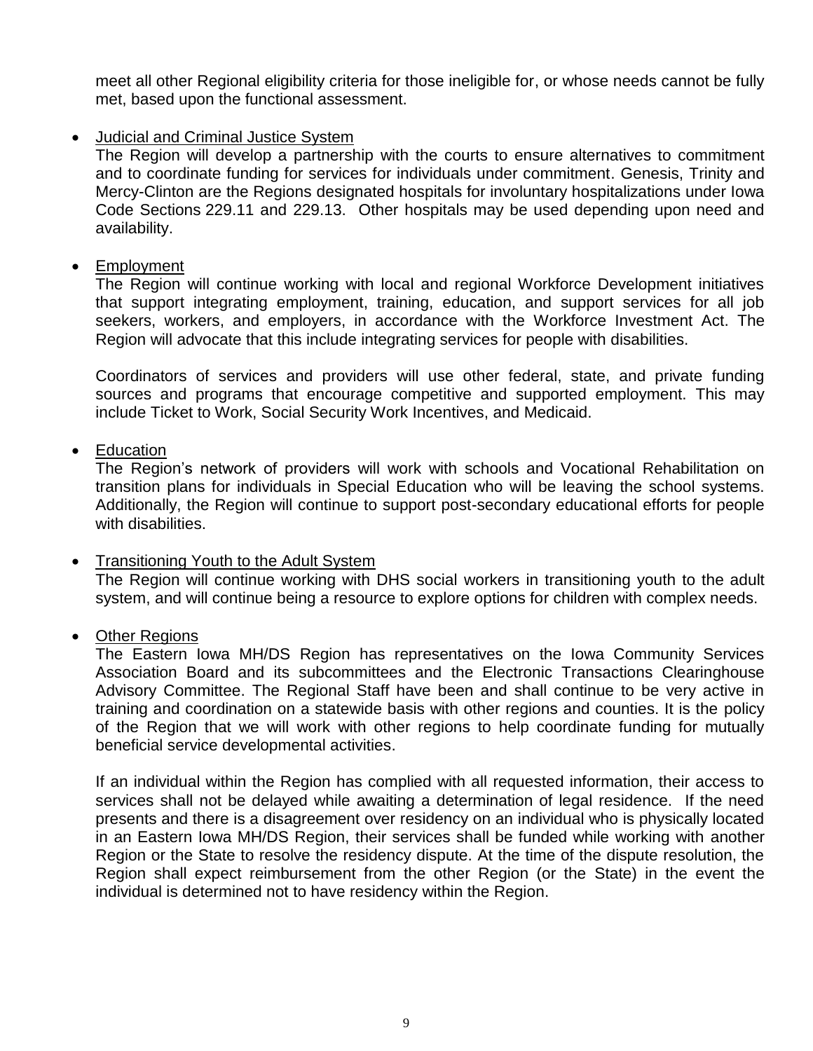meet all other Regional eligibility criteria for those ineligible for, or whose needs cannot be fully met, based upon the functional assessment.

- Judicial and Criminal Justice System

  The Region will develop a partnership with the courts to ensure alternatives to commitment and to coordinate funding for services for individuals under commitment. Genesis, Trinity and Mercy-Clinton are the Regions designated hospitals for involuntary hospitalizations under Iowa Code Sections 229.11 and 229.13. Other hospitals may be used depending upon need and availability.

- Employment

  The Region will continue working with local and regional Workforce Development initiatives that support integrating employment, training, education, and support services for all job seekers, workers, and employers, in accordance with the Workforce Investment Act. The Region will advocate that this include integrating services for people with disabilities.

  Coordinators of services and providers will use other federal, state, and private funding sources and programs that encourage competitive and supported employment. This may include Ticket to Work, Social Security Work Incentives, and Medicaid.

- Education

  The Region's network of providers will work with schools and Vocational Rehabilitation on transition plans for individuals in Special Education who will be leaving the school systems. Additionally, the Region will continue to support post-secondary educational efforts for people with disabilities.

- Transitioning Youth to the Adult System

  The Region will continue working with DHS social workers in transitioning youth to the adult system, and will continue being a resource to explore options for children with complex needs.

- Other Regions

  The Eastern Iowa MH/DS Region has representatives on the Iowa Community Services Association Board and its subcommittees and the Electronic Transactions Clearinghouse Advisory Committee. The Regional Staff have been and shall continue to be very active in training and coordination on a statewide basis with other regions and counties. It is the policy of the Region that we will work with other regions to help coordinate funding for mutually beneficial service developmental activities.

  If an individual within the Region has complied with all requested information, their access to services shall not be delayed while awaiting a determination of legal residence. If the need presents and there is a disagreement over residency on an individual who is physically located in an Eastern Iowa MH/DS Region, their services shall be funded while working with another Region or the State to resolve the residency dispute. At the time of the dispute resolution, the Region shall expect reimbursement from the other Region (or the State) in the event the individual is determined not to have residency within the Region.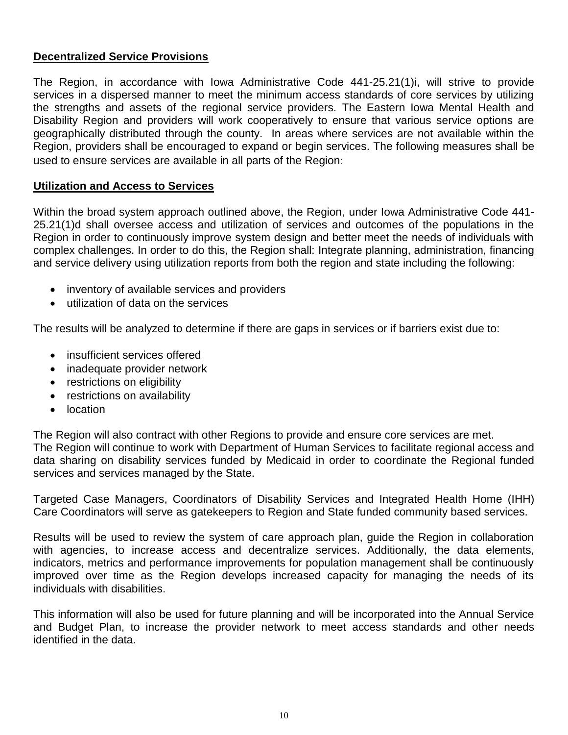## **Decentralized Service Provisions**

The Region, in accordance with Iowa Administrative Code 441-25.21(1)i, will strive to provide services in a dispersed manner to meet the minimum access standards of core services by utilizing the strengths and assets of the regional service providers. The Eastern Iowa Mental Health and Disability Region and providers will work cooperatively to ensure that various service options are geographically distributed through the county. In areas where services are not available within the Region, providers shall be encouraged to expand or begin services. The following measures shall be used to ensure services are available in all parts of the Region:

## **Utilization and Access to Services**

Within the broad system approach outlined above, the Region, under Iowa Administrative Code 441-25.21(1)d shall oversee access and utilization of services and outcomes of the populations in the Region in order to continuously improve system design and better meet the needs of individuals with complex challenges. In order to do this, the Region shall: Integrate planning, administration, financing and service delivery using utilization reports from both the region and state including the following:

- inventory of available services and providers
- utilization of data on the services

The results will be analyzed to determine if there are gaps in services or if barriers exist due to:

- insufficient services offered
- inadequate provider network
- restrictions on eligibility
- restrictions on availability
- location

The Region will also contract with other Regions to provide and ensure core services are met.
The Region will continue to work with Department of Human Services to facilitate regional access and data sharing on disability services funded by Medicaid in order to coordinate the Regional funded services and services managed by the State.

Targeted Case Managers, Coordinators of Disability Services and Integrated Health Home (IHH) Care Coordinators will serve as gatekeepers to Region and State funded community based services.

Results will be used to review the system of care approach plan, guide the Region in collaboration with agencies, to increase access and decentralize services. Additionally, the data elements, indicators, metrics and performance improvements for population management shall be continuously improved over time as the Region develops increased capacity for managing the needs of its individuals with disabilities.

This information will also be used for future planning and will be incorporated into the Annual Service and Budget Plan, to increase the provider network to meet access standards and other needs identified in the data.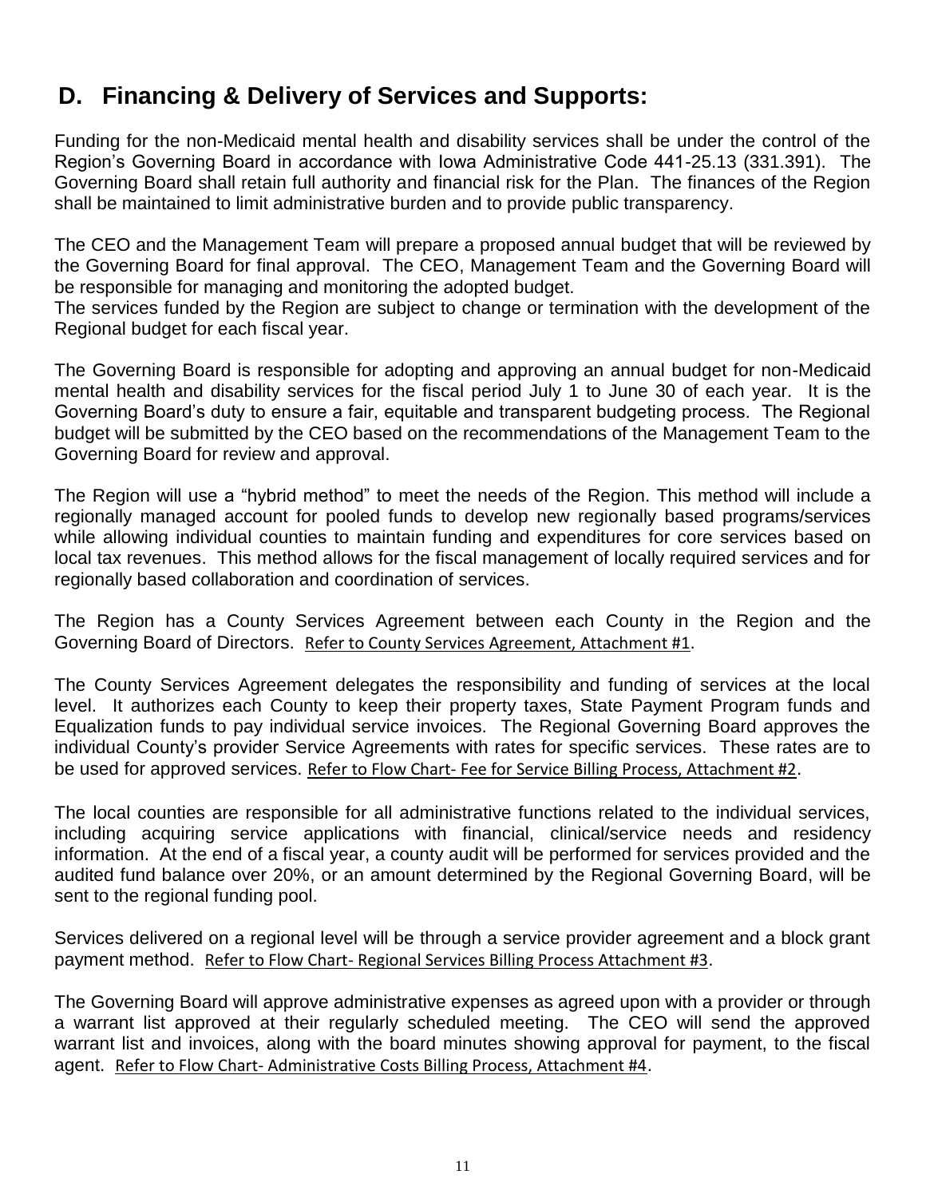## D. Financing & Delivery of Services and Supports:

Funding for the non-Medicaid mental health and disability services shall be under the control of the Region's Governing Board in accordance with Iowa Administrative Code 441-25.13 (331.391). The Governing Board shall retain full authority and financial risk for the Plan. The finances of the Region shall be maintained to limit administrative burden and to provide public transparency.

The CEO and the Management Team will prepare a proposed annual budget that will be reviewed by the Governing Board for final approval. The CEO, Management Team and the Governing Board will be responsible for managing and monitoring the adopted budget.
The services funded by the Region are subject to change or termination with the development of the Regional budget for each fiscal year.

The Governing Board is responsible for adopting and approving an annual budget for non-Medicaid mental health and disability services for the fiscal period July 1 to June 30 of each year. It is the Governing Board's duty to ensure a fair, equitable and transparent budgeting process. The Regional budget will be submitted by the CEO based on the recommendations of the Management Team to the Governing Board for review and approval.

The Region will use a "hybrid method" to meet the needs of the Region. This method will include a regionally managed account for pooled funds to develop new regionally based programs/services while allowing individual counties to maintain funding and expenditures for core services based on local tax revenues. This method allows for the fiscal management of locally required services and for regionally based collaboration and coordination of services.

The Region has a County Services Agreement between each County in the Region and the Governing Board of Directors. Refer to County Services Agreement, Attachment #1.

The County Services Agreement delegates the responsibility and funding of services at the local level. It authorizes each County to keep their property taxes, State Payment Program funds and Equalization funds to pay individual service invoices. The Regional Governing Board approves the individual County's provider Service Agreements with rates for specific services. These rates are to be used for approved services. Refer to Flow Chart- Fee for Service Billing Process, Attachment #2.

The local counties are responsible for all administrative functions related to the individual services, including acquiring service applications with financial, clinical/service needs and residency information. At the end of a fiscal year, a county audit will be performed for services provided and the audited fund balance over 20%, or an amount determined by the Regional Governing Board, will be sent to the regional funding pool.

Services delivered on a regional level will be through a service provider agreement and a block grant payment method. Refer to Flow Chart- Regional Services Billing Process Attachment #3.

The Governing Board will approve administrative expenses as agreed upon with a provider or through a warrant list approved at their regularly scheduled meeting. The CEO will send the approved warrant list and invoices, along with the board minutes showing approval for payment, to the fiscal agent. Refer to Flow Chart- Administrative Costs Billing Process, Attachment #4.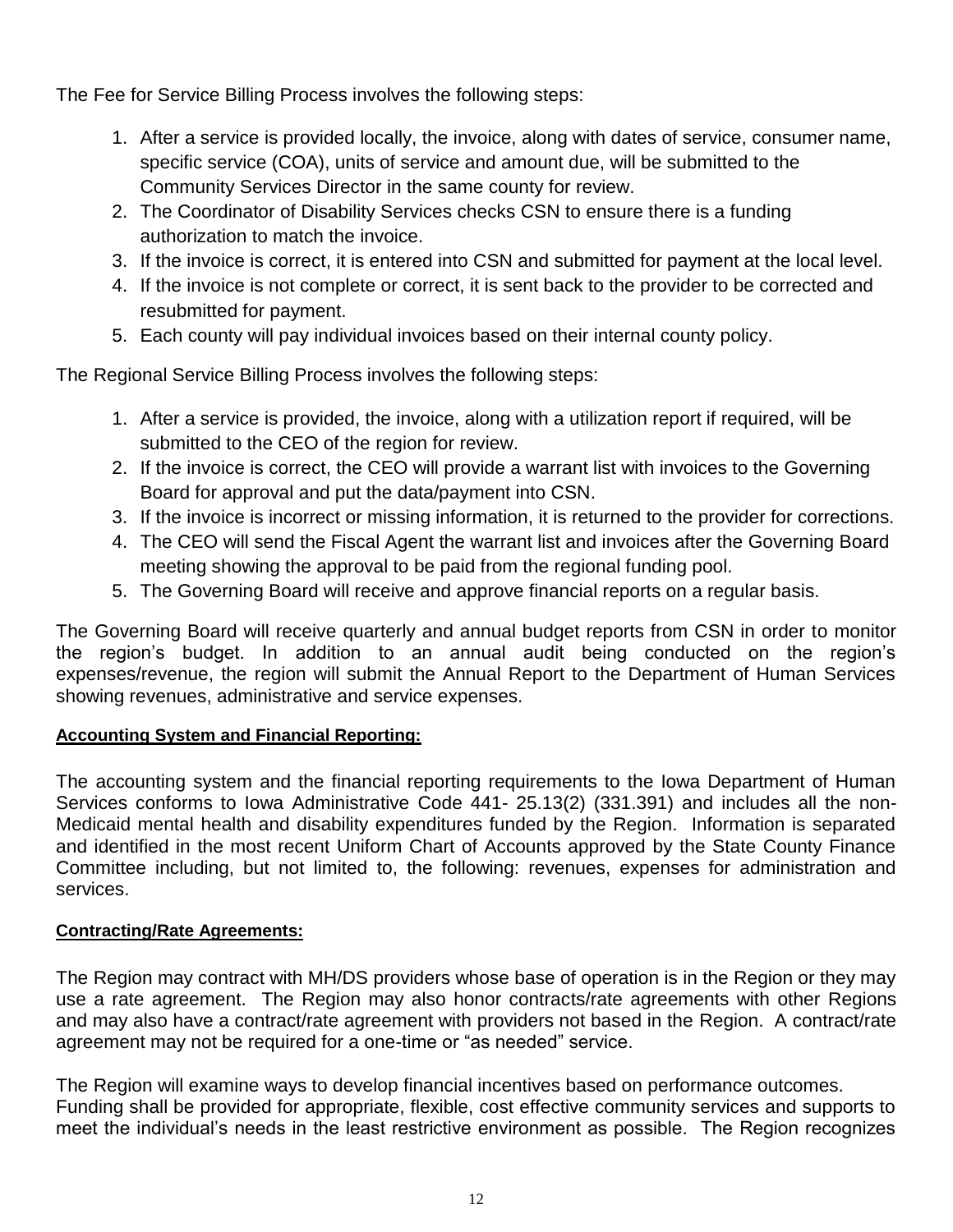The Fee for Service Billing Process involves the following steps:

1. After a service is provided locally, the invoice, along with dates of service, consumer name, specific service (COA), units of service and amount due, will be submitted to the Community Services Director in the same county for review.
2. The Coordinator of Disability Services checks CSN to ensure there is a funding authorization to match the invoice.
3. If the invoice is correct, it is entered into CSN and submitted for payment at the local level.
4. If the invoice is not complete or correct, it is sent back to the provider to be corrected and resubmitted for payment.
5. Each county will pay individual invoices based on their internal county policy.

The Regional Service Billing Process involves the following steps:

1. After a service is provided, the invoice, along with a utilization report if required, will be submitted to the CEO of the region for review.
2. If the invoice is correct, the CEO will provide a warrant list with invoices to the Governing Board for approval and put the data/payment into CSN.
3. If the invoice is incorrect or missing information, it is returned to the provider for corrections.
4. The CEO will send the Fiscal Agent the warrant list and invoices after the Governing Board meeting showing the approval to be paid from the regional funding pool.
5. The Governing Board will receive and approve financial reports on a regular basis.

The Governing Board will receive quarterly and annual budget reports from CSN in order to monitor the region's budget. In addition to an annual audit being conducted on the region's expenses/revenue, the region will submit the Annual Report to the Department of Human Services showing revenues, administrative and service expenses.

**Accounting System and Financial Reporting:**

The accounting system and the financial reporting requirements to the Iowa Department of Human Services conforms to Iowa Administrative Code 441- 25.13(2) (331.391) and includes all the non-Medicaid mental health and disability expenditures funded by the Region. Information is separated and identified in the most recent Uniform Chart of Accounts approved by the State County Finance Committee including, but not limited to, the following: revenues, expenses for administration and services.

**Contracting/Rate Agreements:**

The Region may contract with MH/DS providers whose base of operation is in the Region or they may use a rate agreement. The Region may also honor contracts/rate agreements with other Regions and may also have a contract/rate agreement with providers not based in the Region. A contract/rate agreement may not be required for a one-time or "as needed" service.

The Region will examine ways to develop financial incentives based on performance outcomes. Funding shall be provided for appropriate, flexible, cost effective community services and supports to meet the individual's needs in the least restrictive environment as possible. The Region recognizes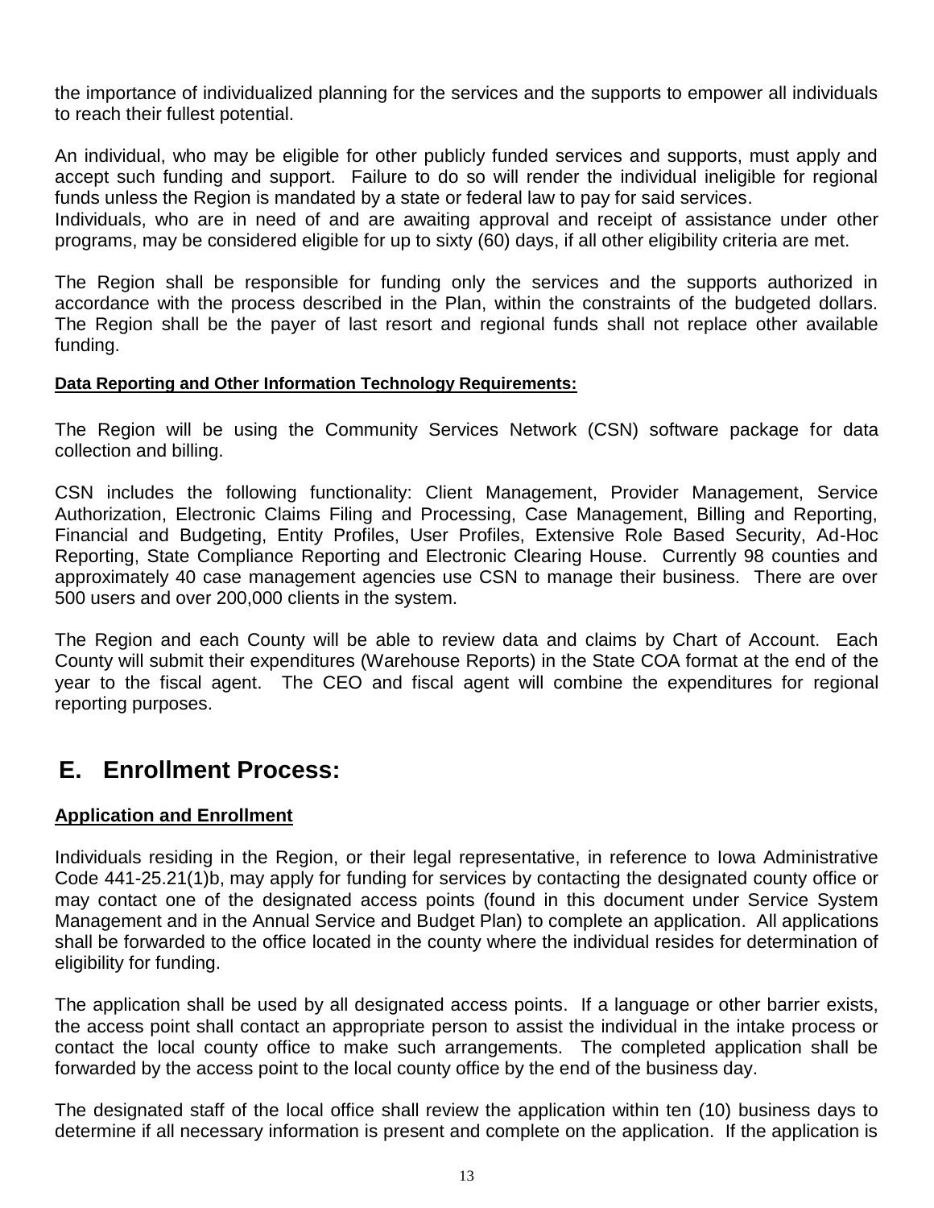the importance of individualized planning for the services and the supports to empower all individuals to reach their fullest potential.

An individual, who may be eligible for other publicly funded services and supports, must apply and accept such funding and support. Failure to do so will render the individual ineligible for regional funds unless the Region is mandated by a state or federal law to pay for said services.
Individuals, who are in need of and are awaiting approval and receipt of assistance under other programs, may be considered eligible for up to sixty (60) days, if all other eligibility criteria are met.

The Region shall be responsible for funding only the services and the supports authorized in accordance with the process described in the Plan, within the constraints of the budgeted dollars. The Region shall be the payer of last resort and regional funds shall not replace other available funding.

**Data Reporting and Other Information Technology Requirements:**

The Region will be using the Community Services Network (CSN) software package for data collection and billing.

CSN includes the following functionality: Client Management, Provider Management, Service Authorization, Electronic Claims Filing and Processing, Case Management, Billing and Reporting, Financial and Budgeting, Entity Profiles, User Profiles, Extensive Role Based Security, Ad-Hoc Reporting, State Compliance Reporting and Electronic Clearing House. Currently 98 counties and approximately 40 case management agencies use CSN to manage their business. There are over 500 users and over 200,000 clients in the system.

The Region and each County will be able to review data and claims by Chart of Account. Each County will submit their expenditures (Warehouse Reports) in the State COA format at the end of the year to the fiscal agent. The CEO and fiscal agent will combine the expenditures for regional reporting purposes.

## E. Enrollment Process:

**Application and Enrollment**

Individuals residing in the Region, or their legal representative, in reference to Iowa Administrative Code 441-25.21(1)b, may apply for funding for services by contacting the designated county office or may contact one of the designated access points (found in this document under Service System Management and in the Annual Service and Budget Plan) to complete an application. All applications shall be forwarded to the office located in the county where the individual resides for determination of eligibility for funding.

The application shall be used by all designated access points. If a language or other barrier exists, the access point shall contact an appropriate person to assist the individual in the intake process or contact the local county office to make such arrangements. The completed application shall be forwarded by the access point to the local county office by the end of the business day.

The designated staff of the local office shall review the application within ten (10) business days to determine if all necessary information is present and complete on the application. If the application is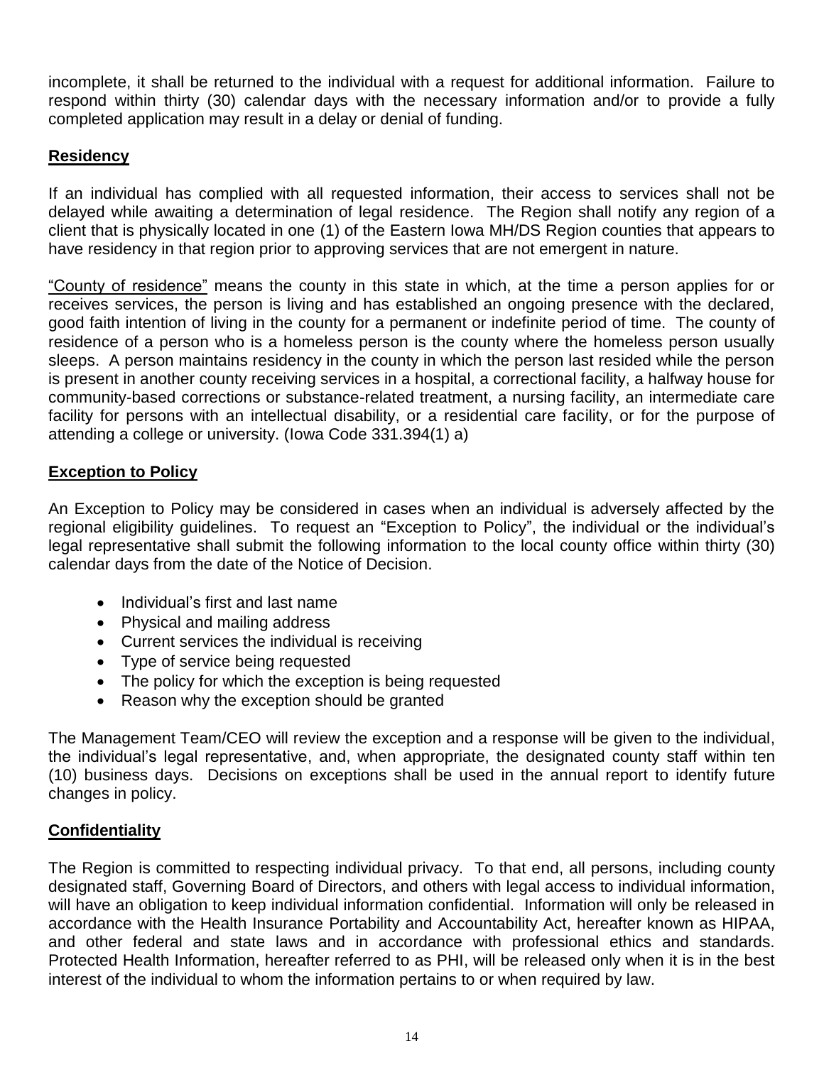incomplete, it shall be returned to the individual with a request for additional information. Failure to respond within thirty (30) calendar days with the necessary information and/or to provide a fully completed application may result in a delay or denial of funding.

## Residency

If an individual has complied with all requested information, their access to services shall not be delayed while awaiting a determination of legal residence. The Region shall notify any region of a client that is physically located in one (1) of the Eastern Iowa MH/DS Region counties that appears to have residency in that region prior to approving services that are not emergent in nature.

"County of residence" means the county in this state in which, at the time a person applies for or receives services, the person is living and has established an ongoing presence with the declared, good faith intention of living in the county for a permanent or indefinite period of time. The county of residence of a person who is a homeless person is the county where the homeless person usually sleeps. A person maintains residency in the county in which the person last resided while the person is present in another county receiving services in a hospital, a correctional facility, a halfway house for community-based corrections or substance-related treatment, a nursing facility, an intermediate care facility for persons with an intellectual disability, or a residential care facility, or for the purpose of attending a college or university. (Iowa Code 331.394(1) a)

## Exception to Policy

An Exception to Policy may be considered in cases when an individual is adversely affected by the regional eligibility guidelines. To request an "Exception to Policy", the individual or the individual's legal representative shall submit the following information to the local county office within thirty (30) calendar days from the date of the Notice of Decision.

- Individual's first and last name
- Physical and mailing address
- Current services the individual is receiving
- Type of service being requested
- The policy for which the exception is being requested
- Reason why the exception should be granted

The Management Team/CEO will review the exception and a response will be given to the individual, the individual's legal representative, and, when appropriate, the designated county staff within ten (10) business days. Decisions on exceptions shall be used in the annual report to identify future changes in policy.

## Confidentiality

The Region is committed to respecting individual privacy. To that end, all persons, including county designated staff, Governing Board of Directors, and others with legal access to individual information, will have an obligation to keep individual information confidential. Information will only be released in accordance with the Health Insurance Portability and Accountability Act, hereafter known as HIPAA, and other federal and state laws and in accordance with professional ethics and standards. Protected Health Information, hereafter referred to as PHI, will be released only when it is in the best interest of the individual to whom the information pertains to or when required by law.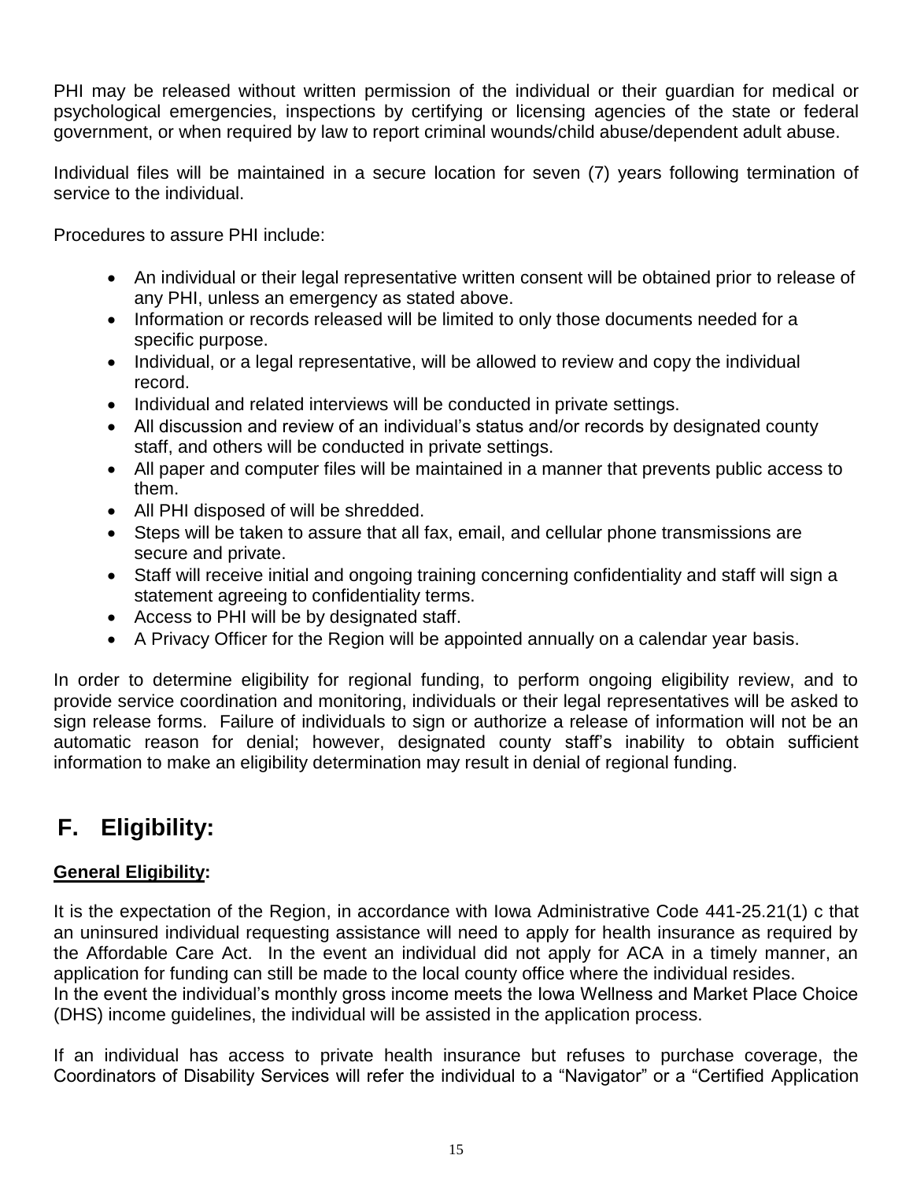PHI may be released without written permission of the individual or their guardian for medical or psychological emergencies, inspections by certifying or licensing agencies of the state or federal government, or when required by law to report criminal wounds/child abuse/dependent adult abuse.

Individual files will be maintained in a secure location for seven (7) years following termination of service to the individual.

Procedures to assure PHI include:

- An individual or their legal representative written consent will be obtained prior to release of any PHI, unless an emergency as stated above.
- Information or records released will be limited to only those documents needed for a specific purpose.
- Individual, or a legal representative, will be allowed to review and copy the individual record.
- Individual and related interviews will be conducted in private settings.
- All discussion and review of an individual's status and/or records by designated county staff, and others will be conducted in private settings.
- All paper and computer files will be maintained in a manner that prevents public access to them.
- All PHI disposed of will be shredded.
- Steps will be taken to assure that all fax, email, and cellular phone transmissions are secure and private.
- Staff will receive initial and ongoing training concerning confidentiality and staff will sign a statement agreeing to confidentiality terms.
- Access to PHI will be by designated staff.
- A Privacy Officer for the Region will be appointed annually on a calendar year basis.

In order to determine eligibility for regional funding, to perform ongoing eligibility review, and to provide service coordination and monitoring, individuals or their legal representatives will be asked to sign release forms. Failure of individuals to sign or authorize a release of information will not be an automatic reason for denial; however, designated county staff's inability to obtain sufficient information to make an eligibility determination may result in denial of regional funding.

## F. Eligibility:

**General Eligibility:**

It is the expectation of the Region, in accordance with Iowa Administrative Code 441-25.21(1) c that an uninsured individual requesting assistance will need to apply for health insurance as required by the Affordable Care Act. In the event an individual did not apply for ACA in a timely manner, an application for funding can still be made to the local county office where the individual resides.
In the event the individual's monthly gross income meets the Iowa Wellness and Market Place Choice (DHS) income guidelines, the individual will be assisted in the application process.

If an individual has access to private health insurance but refuses to purchase coverage, the Coordinators of Disability Services will refer the individual to a "Navigator" or a "Certified Application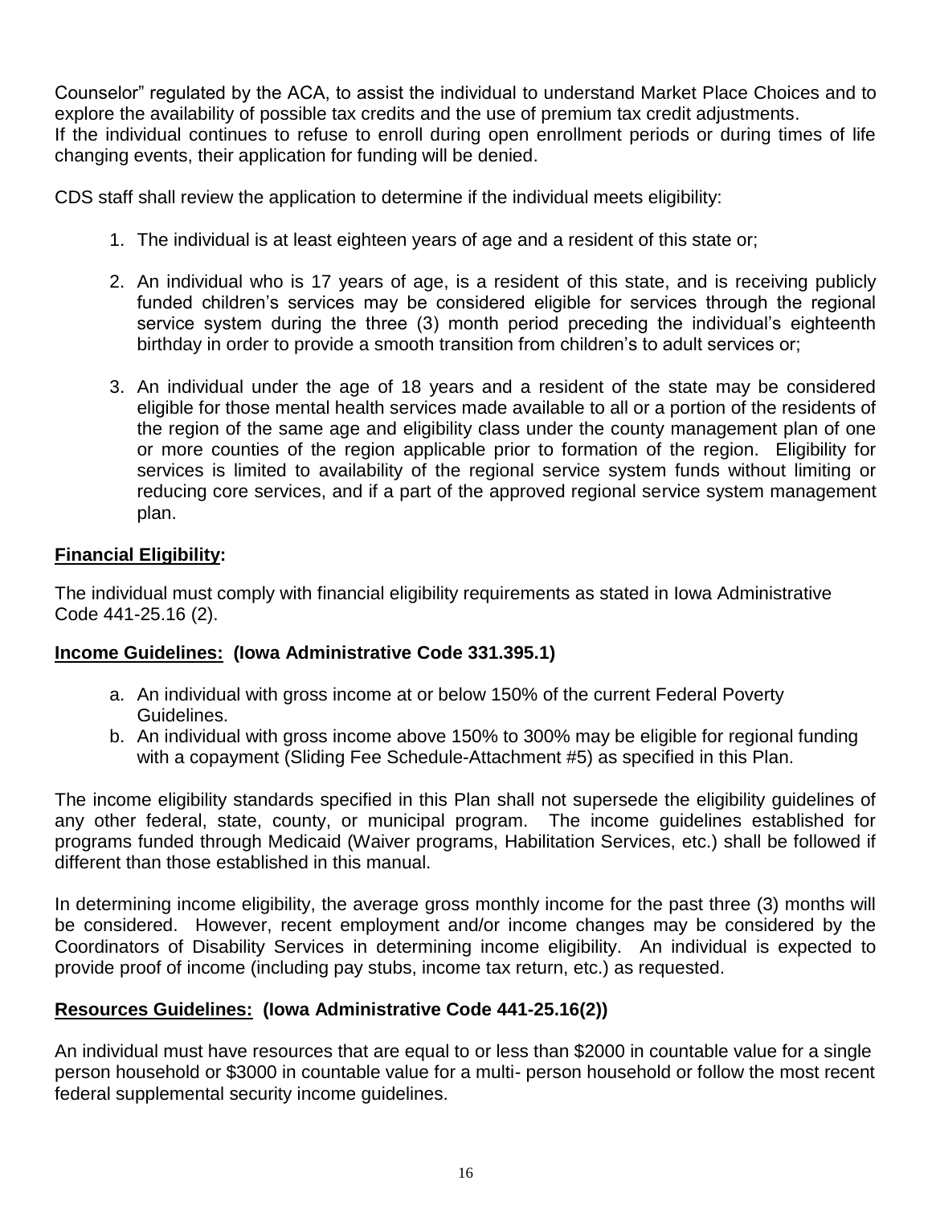Counselor" regulated by the ACA, to assist the individual to understand Market Place Choices and to explore the availability of possible tax credits and the use of premium tax credit adjustments.
If the individual continues to refuse to enroll during open enrollment periods or during times of life changing events, their application for funding will be denied.

CDS staff shall review the application to determine if the individual meets eligibility:

1. The individual is at least eighteen years of age and a resident of this state or;

2. An individual who is 17 years of age, is a resident of this state, and is receiving publicly funded children's services may be considered eligible for services through the regional service system during the three (3) month period preceding the individual's eighteenth birthday in order to provide a smooth transition from children's to adult services or;

3. An individual under the age of 18 years and a resident of the state may be considered eligible for those mental health services made available to all or a portion of the residents of the region of the same age and eligibility class under the county management plan of one or more counties of the region applicable prior to formation of the region. Eligibility for services is limited to availability of the regional service system funds without limiting or reducing core services, and if a part of the approved regional service system management plan.

**Financial Eligibility:**

The individual must comply with financial eligibility requirements as stated in Iowa Administrative Code 441-25.16 (2).

**Income Guidelines: (Iowa Administrative Code 331.395.1)**

a. An individual with gross income at or below 150% of the current Federal Poverty Guidelines.
b. An individual with gross income above 150% to 300% may be eligible for regional funding with a copayment (Sliding Fee Schedule-Attachment #5) as specified in this Plan.

The income eligibility standards specified in this Plan shall not supersede the eligibility guidelines of any other federal, state, county, or municipal program. The income guidelines established for programs funded through Medicaid (Waiver programs, Habilitation Services, etc.) shall be followed if different than those established in this manual.

In determining income eligibility, the average gross monthly income for the past three (3) months will be considered. However, recent employment and/or income changes may be considered by the Coordinators of Disability Services in determining income eligibility. An individual is expected to provide proof of income (including pay stubs, income tax return, etc.) as requested.

**Resources Guidelines: (Iowa Administrative Code 441-25.16(2))**

An individual must have resources that are equal to or less than $2000 in countable value for a single person household or $3000 in countable value for a multi- person household or follow the most recent federal supplemental security income guidelines.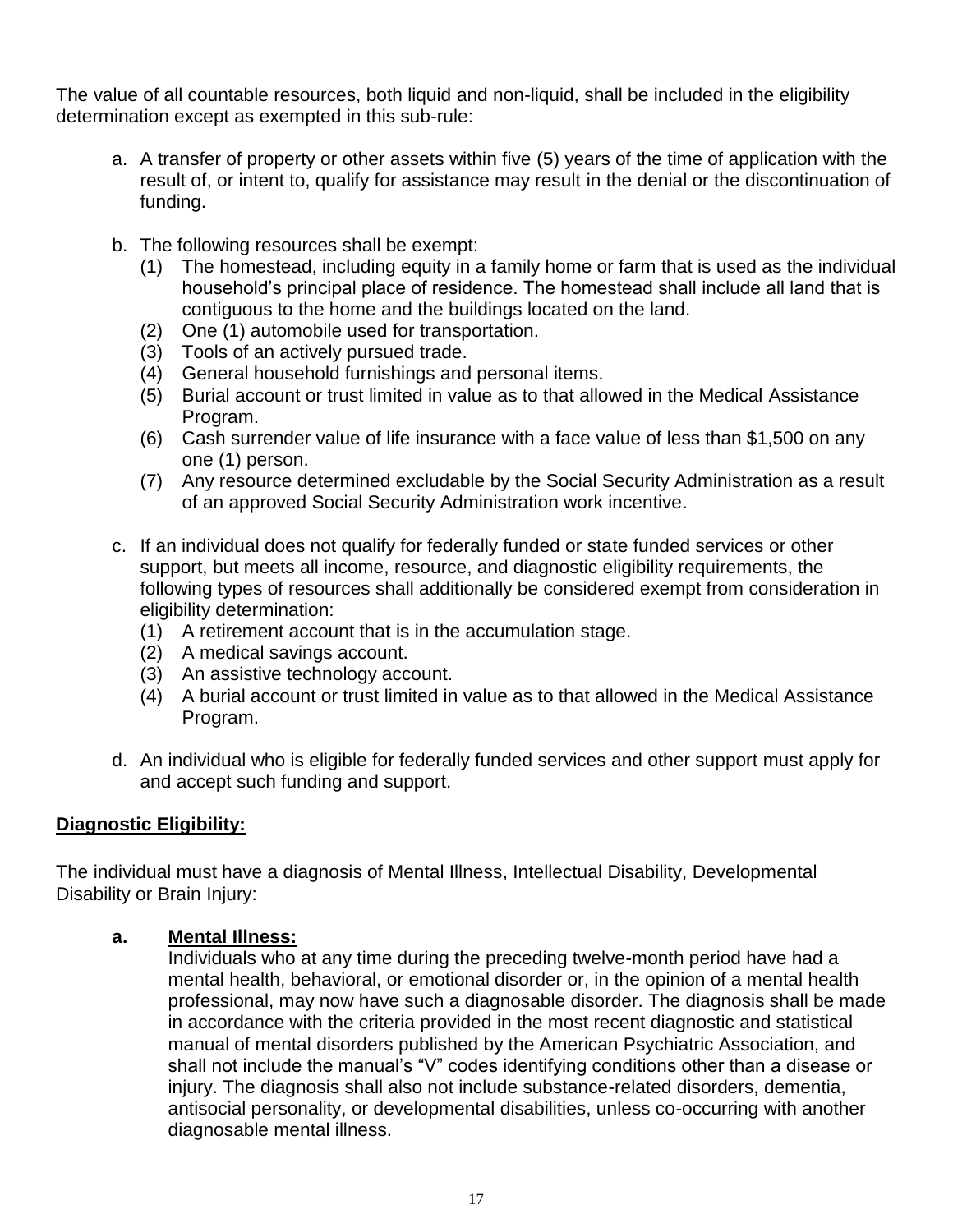The value of all countable resources, both liquid and non-liquid, shall be included in the eligibility determination except as exempted in this sub-rule:

a. A transfer of property or other assets within five (5) years of the time of application with the result of, or intent to, qualify for assistance may result in the denial or the discontinuation of funding.

b. The following resources shall be exempt:
   (1) The homestead, including equity in a family home or farm that is used as the individual household's principal place of residence. The homestead shall include all land that is contiguous to the home and the buildings located on the land.
   (2) One (1) automobile used for transportation.
   (3) Tools of an actively pursued trade.
   (4) General household furnishings and personal items.
   (5) Burial account or trust limited in value as to that allowed in the Medical Assistance Program.
   (6) Cash surrender value of life insurance with a face value of less than $1,500 on any one (1) person.
   (7) Any resource determined excludable by the Social Security Administration as a result of an approved Social Security Administration work incentive.

c. If an individual does not qualify for federally funded or state funded services or other support, but meets all income, resource, and diagnostic eligibility requirements, the following types of resources shall additionally be considered exempt from consideration in eligibility determination:
   (1) A retirement account that is in the accumulation stage.
   (2) A medical savings account.
   (3) An assistive technology account.
   (4) A burial account or trust limited in value as to that allowed in the Medical Assistance Program.

d. An individual who is eligible for federally funded services and other support must apply for and accept such funding and support.

**Diagnostic Eligibility:**

The individual must have a diagnosis of Mental Illness, Intellectual Disability, Developmental Disability or Brain Injury:

**a. Mental Illness:**

Individuals who at any time during the preceding twelve-month period have had a mental health, behavioral, or emotional disorder or, in the opinion of a mental health professional, may now have such a diagnosable disorder. The diagnosis shall be made in accordance with the criteria provided in the most recent diagnostic and statistical manual of mental disorders published by the American Psychiatric Association, and shall not include the manual's "V" codes identifying conditions other than a disease or injury. The diagnosis shall also not include substance-related disorders, dementia, antisocial personality, or developmental disabilities, unless co-occurring with another diagnosable mental illness.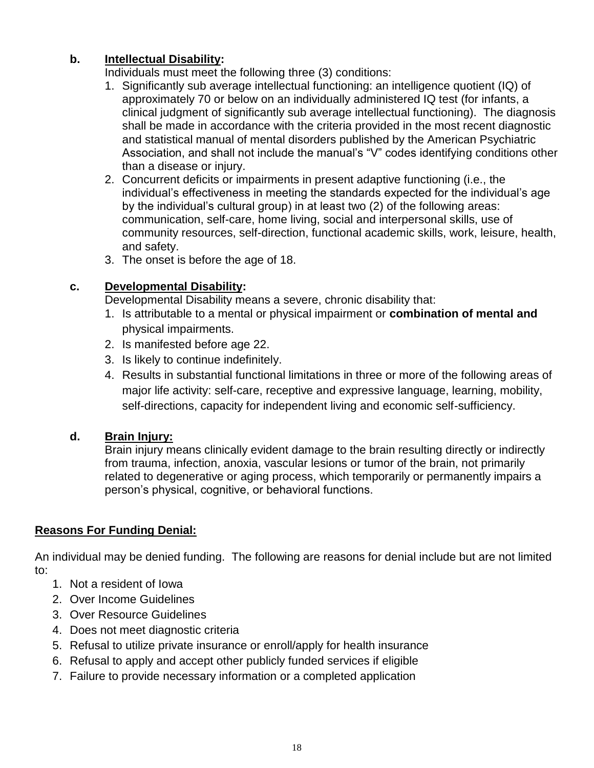**b. <u>Intellectual Disability</u>:**

Individuals must meet the following three (3) conditions:

1. Significantly sub average intellectual functioning: an intelligence quotient (IQ) of approximately 70 or below on an individually administered IQ test (for infants, a clinical judgment of significantly sub average intellectual functioning). The diagnosis shall be made in accordance with the criteria provided in the most recent diagnostic and statistical manual of mental disorders published by the American Psychiatric Association, and shall not include the manual's "V" codes identifying conditions other than a disease or injury.
2. Concurrent deficits or impairments in present adaptive functioning (i.e., the individual's effectiveness in meeting the standards expected for the individual's age by the individual's cultural group) in at least two (2) of the following areas: communication, self-care, home living, social and interpersonal skills, use of community resources, self-direction, functional academic skills, work, leisure, health, and safety.
3. The onset is before the age of 18.

**c. <u>Developmental Disability</u>:**

Developmental Disability means a severe, chronic disability that:

1. Is attributable to a mental or physical impairment or **combination of mental and** physical impairments.
2. Is manifested before age 22.
3. Is likely to continue indefinitely.
4. Results in substantial functional limitations in three or more of the following areas of major life activity: self-care, receptive and expressive language, learning, mobility, self-directions, capacity for independent living and economic self-sufficiency.

**d. <u>Brain Injury:</u>**

Brain injury means clinically evident damage to the brain resulting directly or indirectly from trauma, infection, anoxia, vascular lesions or tumor of the brain, not primarily related to degenerative or aging process, which temporarily or permanently impairs a person's physical, cognitive, or behavioral functions.

**<u>Reasons For Funding Denial:</u>**

An individual may be denied funding. The following are reasons for denial include but are not limited to:

1. Not a resident of Iowa
2. Over Income Guidelines
3. Over Resource Guidelines
4. Does not meet diagnostic criteria
5. Refusal to utilize private insurance or enroll/apply for health insurance
6. Refusal to apply and accept other publicly funded services if eligible
7. Failure to provide necessary information or a completed application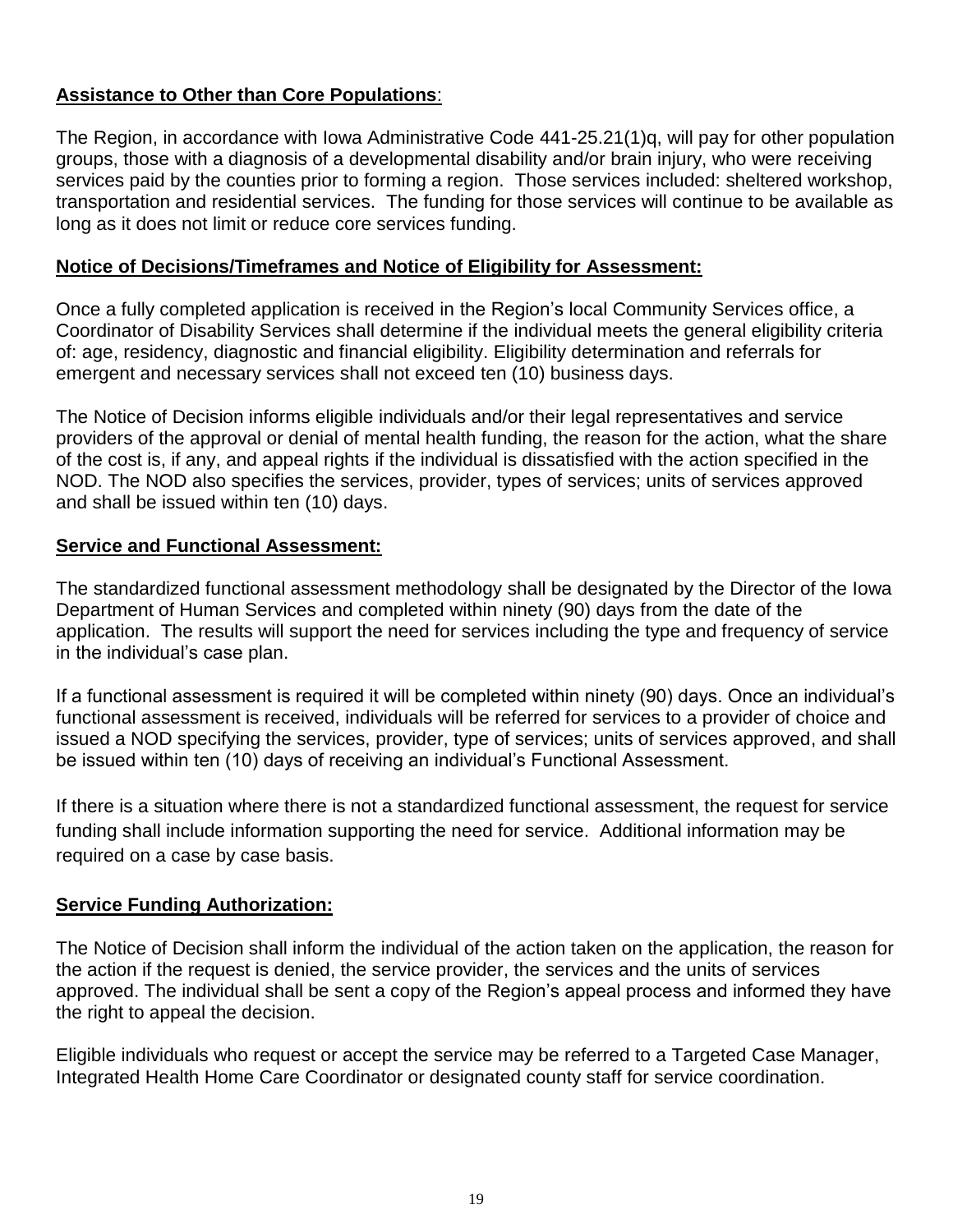**Assistance to Other than Core Populations**:

The Region, in accordance with Iowa Administrative Code 441-25.21(1)q, will pay for other population groups, those with a diagnosis of a developmental disability and/or brain injury, who were receiving services paid by the counties prior to forming a region. Those services included: sheltered workshop, transportation and residential services. The funding for those services will continue to be available as long as it does not limit or reduce core services funding.

**Notice of Decisions/Timeframes and Notice of Eligibility for Assessment:**

Once a fully completed application is received in the Region's local Community Services office, a Coordinator of Disability Services shall determine if the individual meets the general eligibility criteria of: age, residency, diagnostic and financial eligibility. Eligibility determination and referrals for emergent and necessary services shall not exceed ten (10) business days.

The Notice of Decision informs eligible individuals and/or their legal representatives and service providers of the approval or denial of mental health funding, the reason for the action, what the share of the cost is, if any, and appeal rights if the individual is dissatisfied with the action specified in the NOD. The NOD also specifies the services, provider, types of services; units of services approved and shall be issued within ten (10) days.

**Service and Functional Assessment:**

The standardized functional assessment methodology shall be designated by the Director of the Iowa Department of Human Services and completed within ninety (90) days from the date of the application. The results will support the need for services including the type and frequency of service in the individual's case plan.

If a functional assessment is required it will be completed within ninety (90) days. Once an individual's functional assessment is received, individuals will be referred for services to a provider of choice and issued a NOD specifying the services, provider, type of services; units of services approved, and shall be issued within ten (10) days of receiving an individual's Functional Assessment.

If there is a situation where there is not a standardized functional assessment, the request for service funding shall include information supporting the need for service. Additional information may be required on a case by case basis.

**Service Funding Authorization:**

The Notice of Decision shall inform the individual of the action taken on the application, the reason for the action if the request is denied, the service provider, the services and the units of services approved. The individual shall be sent a copy of the Region's appeal process and informed they have the right to appeal the decision.

Eligible individuals who request or accept the service may be referred to a Targeted Case Manager, Integrated Health Home Care Coordinator or designated county staff for service coordination.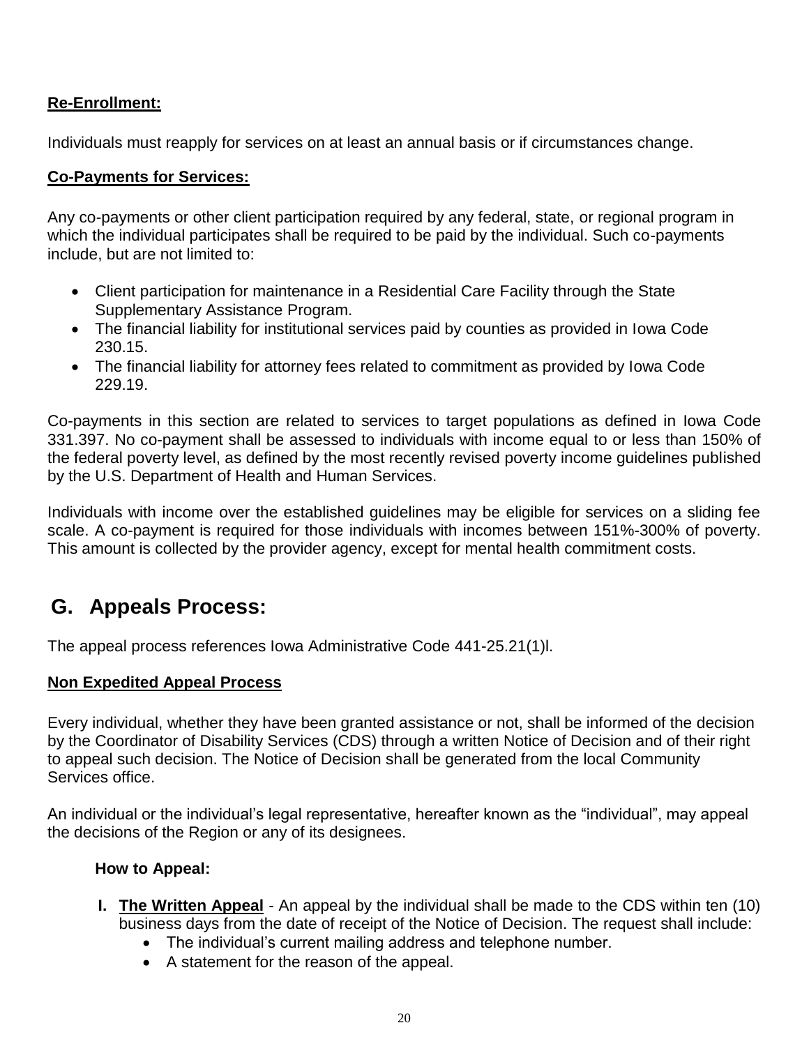**Re-Enrollment:**

Individuals must reapply for services on at least an annual basis or if circumstances change.

**Co-Payments for Services:**

Any co-payments or other client participation required by any federal, state, or regional program in which the individual participates shall be required to be paid by the individual. Such co-payments include, but are not limited to:

- Client participation for maintenance in a Residential Care Facility through the State Supplementary Assistance Program.
- The financial liability for institutional services paid by counties as provided in Iowa Code 230.15.
- The financial liability for attorney fees related to commitment as provided by Iowa Code 229.19.

Co-payments in this section are related to services to target populations as defined in Iowa Code 331.397. No co-payment shall be assessed to individuals with income equal to or less than 150% of the federal poverty level, as defined by the most recently revised poverty income guidelines published by the U.S. Department of Health and Human Services.

Individuals with income over the established guidelines may be eligible for services on a sliding fee scale. A co-payment is required for those individuals with incomes between 151%-300% of poverty. This amount is collected by the provider agency, except for mental health commitment costs.

## G. Appeals Process:

The appeal process references Iowa Administrative Code 441-25.21(1)l.

**Non Expedited Appeal Process**

Every individual, whether they have been granted assistance or not, shall be informed of the decision by the Coordinator of Disability Services (CDS) through a written Notice of Decision and of their right to appeal such decision. The Notice of Decision shall be generated from the local Community Services office.

An individual or the individual's legal representative, hereafter known as the "individual", may appeal the decisions of the Region or any of its designees.

**How to Appeal:**

**I. The Written Appeal** - An appeal by the individual shall be made to the CDS within ten (10) business days from the date of receipt of the Notice of Decision. The request shall include:

- The individual's current mailing address and telephone number.
- A statement for the reason of the appeal.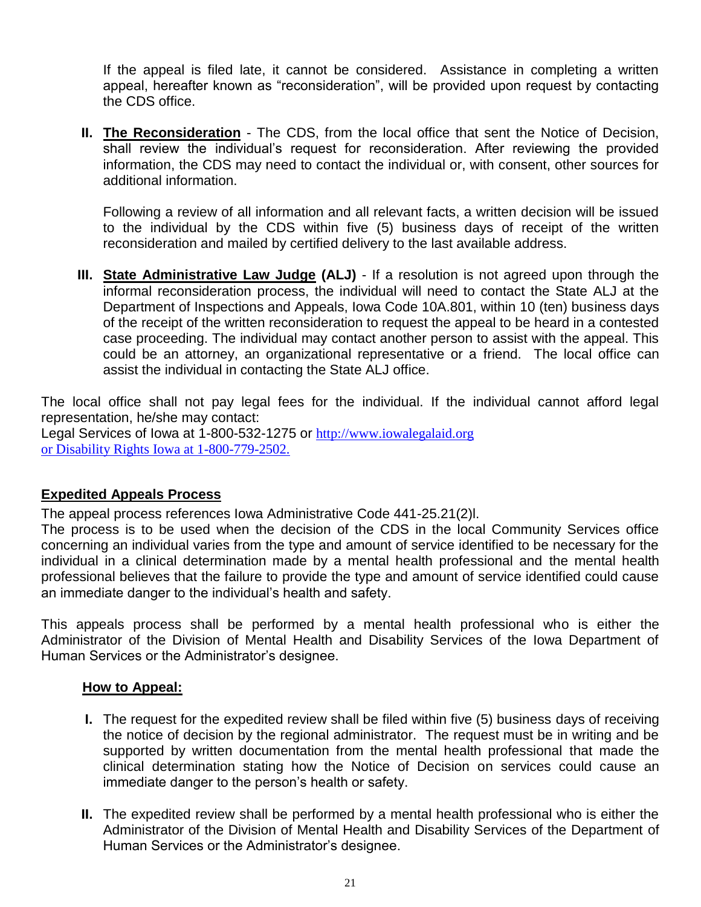If the appeal is filed late, it cannot be considered. Assistance in completing a written appeal, hereafter known as "reconsideration", will be provided upon request by contacting the CDS office.

**II. <u>The Reconsideration</u>** - The CDS, from the local office that sent the Notice of Decision, shall review the individual's request for reconsideration. After reviewing the provided information, the CDS may need to contact the individual or, with consent, other sources for additional information.

Following a review of all information and all relevant facts, a written decision will be issued to the individual by the CDS within five (5) business days of receipt of the written reconsideration and mailed by certified delivery to the last available address.

**III. <u>State Administrative Law Judge</u> (ALJ)** - If a resolution is not agreed upon through the informal reconsideration process, the individual will need to contact the State ALJ at the Department of Inspections and Appeals, Iowa Code 10A.801, within 10 (ten) business days of the receipt of the written reconsideration to request the appeal to be heard in a contested case proceeding. The individual may contact another person to assist with the appeal. This could be an attorney, an organizational representative or a friend. The local office can assist the individual in contacting the State ALJ office.

The local office shall not pay legal fees for the individual. If the individual cannot afford legal representation, he/she may contact:
Legal Services of Iowa at 1-800-532-1275 or http://www.iowalegalaid.org
or Disability Rights Iowa at 1-800-779-2502.

## <u>Expedited Appeals Process</u>

The appeal process references Iowa Administrative Code 441-25.21(2)l.
The process is to be used when the decision of the CDS in the local Community Services office concerning an individual varies from the type and amount of service identified to be necessary for the individual in a clinical determination made by a mental health professional and the mental health professional believes that the failure to provide the type and amount of service identified could cause an immediate danger to the individual's health and safety.

This appeals process shall be performed by a mental health professional who is either the Administrator of the Division of Mental Health and Disability Services of the Iowa Department of Human Services or the Administrator's designee.

### <u>How to Appeal:</u>

**I.** The request for the expedited review shall be filed within five (5) business days of receiving the notice of decision by the regional administrator. The request must be in writing and be supported by written documentation from the mental health professional that made the clinical determination stating how the Notice of Decision on services could cause an immediate danger to the person's health or safety.

**II.** The expedited review shall be performed by a mental health professional who is either the Administrator of the Division of Mental Health and Disability Services of the Department of Human Services or the Administrator's designee.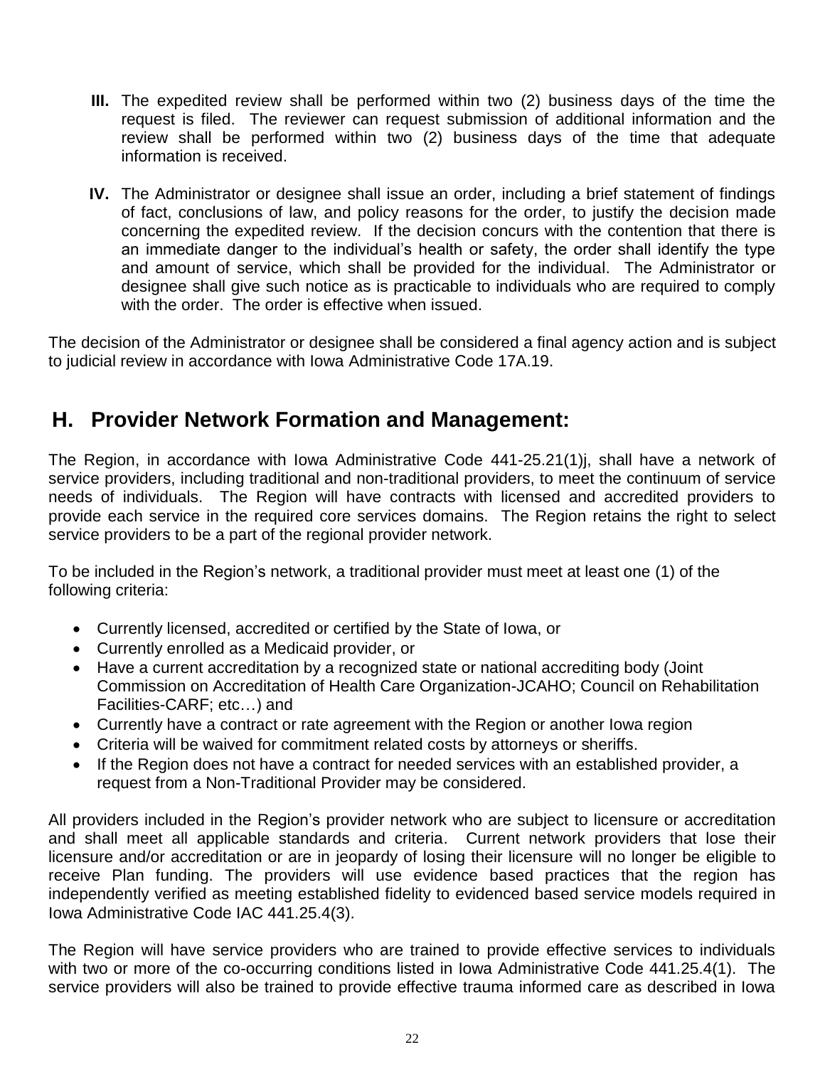**III.** The expedited review shall be performed within two (2) business days of the time the request is filed. The reviewer can request submission of additional information and the review shall be performed within two (2) business days of the time that adequate information is received.

**IV.** The Administrator or designee shall issue an order, including a brief statement of findings of fact, conclusions of law, and policy reasons for the order, to justify the decision made concerning the expedited review. If the decision concurs with the contention that there is an immediate danger to the individual's health or safety, the order shall identify the type and amount of service, which shall be provided for the individual. The Administrator or designee shall give such notice as is practicable to individuals who are required to comply with the order. The order is effective when issued.

The decision of the Administrator or designee shall be considered a final agency action and is subject to judicial review in accordance with Iowa Administrative Code 17A.19.

## H. Provider Network Formation and Management:

The Region, in accordance with Iowa Administrative Code 441-25.21(1)j, shall have a network of service providers, including traditional and non-traditional providers, to meet the continuum of service needs of individuals. The Region will have contracts with licensed and accredited providers to provide each service in the required core services domains. The Region retains the right to select service providers to be a part of the regional provider network.

To be included in the Region's network, a traditional provider must meet at least one (1) of the following criteria:

- Currently licensed, accredited or certified by the State of Iowa, or
- Currently enrolled as a Medicaid provider, or
- Have a current accreditation by a recognized state or national accrediting body (Joint Commission on Accreditation of Health Care Organization-JCAHO; Council on Rehabilitation Facilities-CARF; etc…) and
- Currently have a contract or rate agreement with the Region or another Iowa region
- Criteria will be waived for commitment related costs by attorneys or sheriffs.
- If the Region does not have a contract for needed services with an established provider, a request from a Non-Traditional Provider may be considered.

All providers included in the Region's provider network who are subject to licensure or accreditation and shall meet all applicable standards and criteria. Current network providers that lose their licensure and/or accreditation or are in jeopardy of losing their licensure will no longer be eligible to receive Plan funding. The providers will use evidence based practices that the region has independently verified as meeting established fidelity to evidenced based service models required in Iowa Administrative Code IAC 441.25.4(3).

The Region will have service providers who are trained to provide effective services to individuals with two or more of the co-occurring conditions listed in Iowa Administrative Code 441.25.4(1). The service providers will also be trained to provide effective trauma informed care as described in Iowa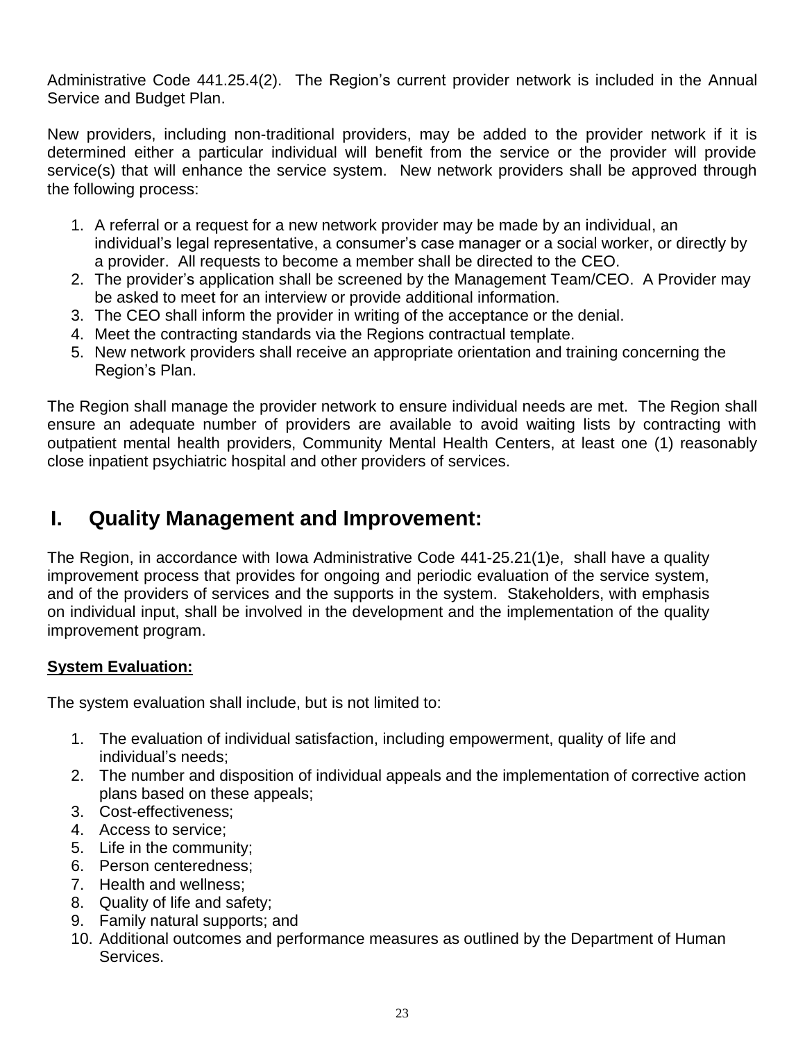Administrative Code 441.25.4(2). The Region's current provider network is included in the Annual Service and Budget Plan.

New providers, including non-traditional providers, may be added to the provider network if it is determined either a particular individual will benefit from the service or the provider will provide service(s) that will enhance the service system. New network providers shall be approved through the following process:

1. A referral or a request for a new network provider may be made by an individual, an individual's legal representative, a consumer's case manager or a social worker, or directly by a provider. All requests to become a member shall be directed to the CEO.
2. The provider's application shall be screened by the Management Team/CEO. A Provider may be asked to meet for an interview or provide additional information.
3. The CEO shall inform the provider in writing of the acceptance or the denial.
4. Meet the contracting standards via the Regions contractual template.
5. New network providers shall receive an appropriate orientation and training concerning the Region's Plan.

The Region shall manage the provider network to ensure individual needs are met. The Region shall ensure an adequate number of providers are available to avoid waiting lists by contracting with outpatient mental health providers, Community Mental Health Centers, at least one (1) reasonably close inpatient psychiatric hospital and other providers of services.

## I. Quality Management and Improvement:

The Region, in accordance with Iowa Administrative Code 441-25.21(1)e, shall have a quality improvement process that provides for ongoing and periodic evaluation of the service system, and of the providers of services and the supports in the system. Stakeholders, with emphasis on individual input, shall be involved in the development and the implementation of the quality improvement program.

**System Evaluation:**

The system evaluation shall include, but is not limited to:

1. The evaluation of individual satisfaction, including empowerment, quality of life and individual's needs;
2. The number and disposition of individual appeals and the implementation of corrective action plans based on these appeals;
3. Cost-effectiveness;
4. Access to service;
5. Life in the community;
6. Person centeredness;
7. Health and wellness;
8. Quality of life and safety;
9. Family natural supports; and
10. Additional outcomes and performance measures as outlined by the Department of Human Services.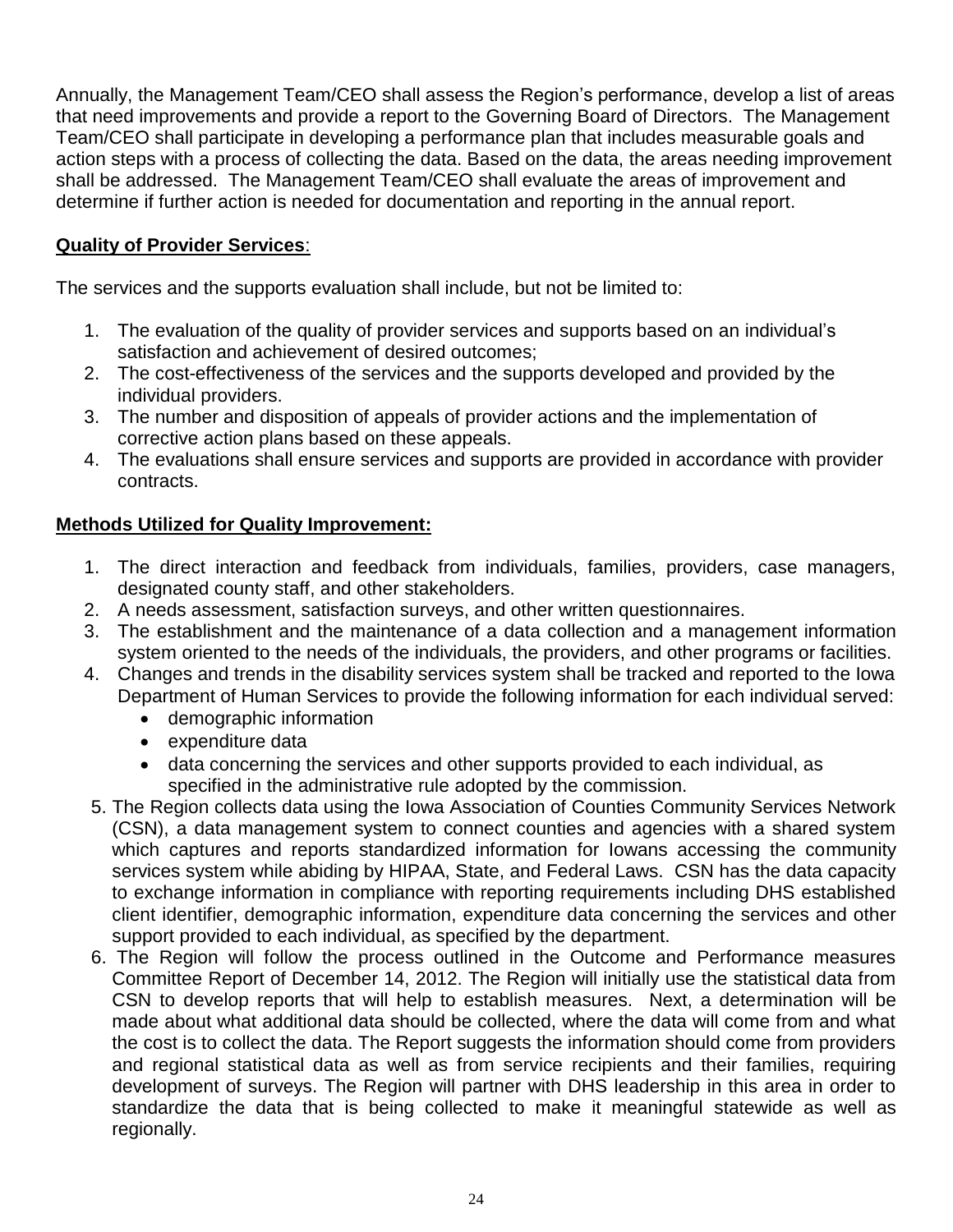Annually, the Management Team/CEO shall assess the Region's performance, develop a list of areas that need improvements and provide a report to the Governing Board of Directors. The Management Team/CEO shall participate in developing a performance plan that includes measurable goals and action steps with a process of collecting the data. Based on the data, the areas needing improvement shall be addressed. The Management Team/CEO shall evaluate the areas of improvement and determine if further action is needed for documentation and reporting in the annual report.

**Quality of Provider Services**:

The services and the supports evaluation shall include, but not be limited to:

1. The evaluation of the quality of provider services and supports based on an individual's satisfaction and achievement of desired outcomes;
2. The cost-effectiveness of the services and the supports developed and provided by the individual providers.
3. The number and disposition of appeals of provider actions and the implementation of corrective action plans based on these appeals.
4. The evaluations shall ensure services and supports are provided in accordance with provider contracts.

**Methods Utilized for Quality Improvement:**

1. The direct interaction and feedback from individuals, families, providers, case managers, designated county staff, and other stakeholders.
2. A needs assessment, satisfaction surveys, and other written questionnaires.
3. The establishment and the maintenance of a data collection and a management information system oriented to the needs of the individuals, the providers, and other programs or facilities.
4. Changes and trends in the disability services system shall be tracked and reported to the Iowa Department of Human Services to provide the following information for each individual served:
   - demographic information
   - expenditure data
   - data concerning the services and other supports provided to each individual, as specified in the administrative rule adopted by the commission.
5. The Region collects data using the Iowa Association of Counties Community Services Network (CSN), a data management system to connect counties and agencies with a shared system which captures and reports standardized information for Iowans accessing the community services system while abiding by HIPAA, State, and Federal Laws. CSN has the data capacity to exchange information in compliance with reporting requirements including DHS established client identifier, demographic information, expenditure data concerning the services and other support provided to each individual, as specified by the department.
6. The Region will follow the process outlined in the Outcome and Performance measures Committee Report of December 14, 2012. The Region will initially use the statistical data from CSN to develop reports that will help to establish measures. Next, a determination will be made about what additional data should be collected, where the data will come from and what the cost is to collect the data. The Report suggests the information should come from providers and regional statistical data as well as from service recipients and their families, requiring development of surveys. The Region will partner with DHS leadership in this area in order to standardize the data that is being collected to make it meaningful statewide as well as regionally.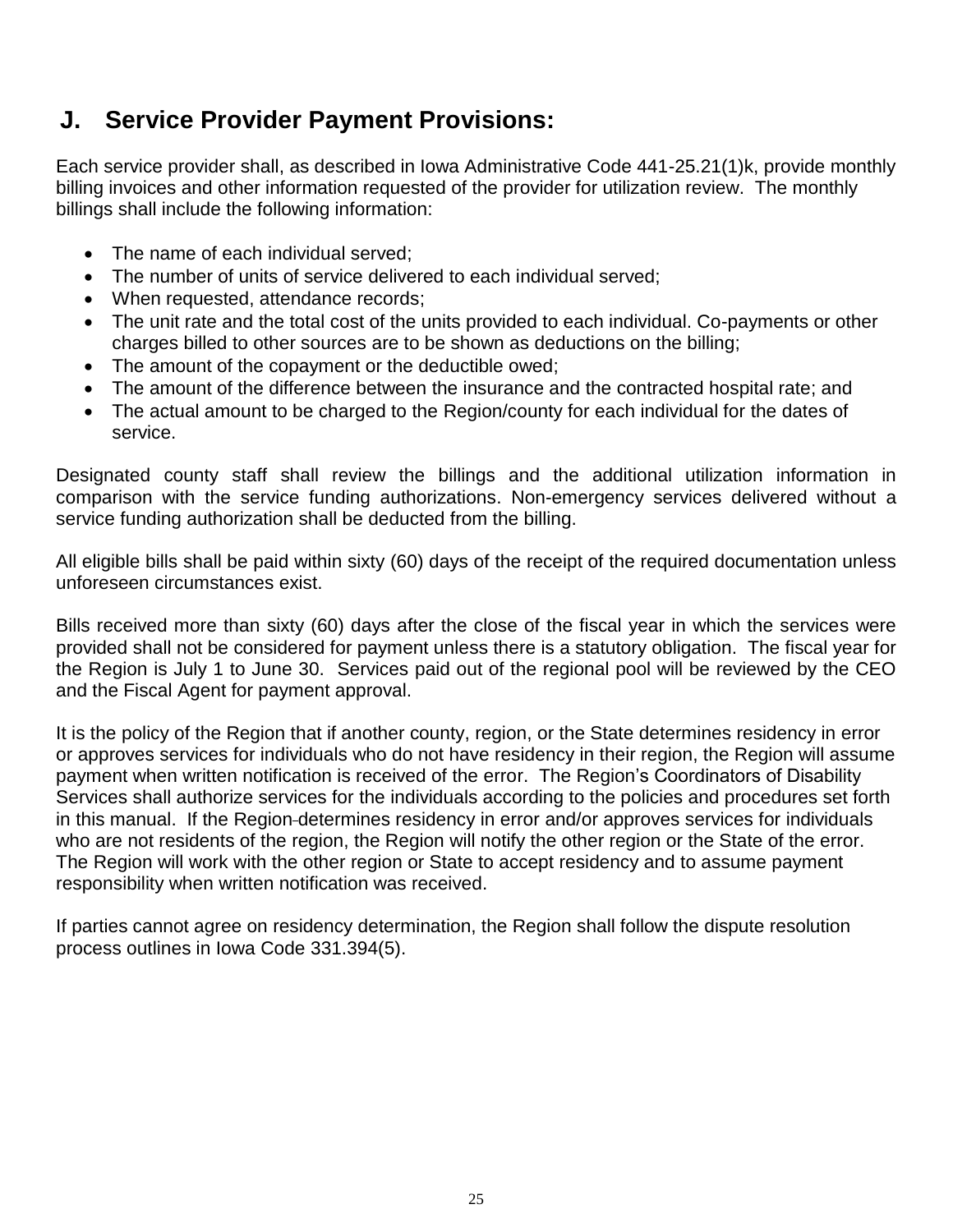## J. Service Provider Payment Provisions:

Each service provider shall, as described in Iowa Administrative Code 441-25.21(1)k, provide monthly billing invoices and other information requested of the provider for utilization review. The monthly billings shall include the following information:

- The name of each individual served;
- The number of units of service delivered to each individual served;
- When requested, attendance records;
- The unit rate and the total cost of the units provided to each individual. Co-payments or other charges billed to other sources are to be shown as deductions on the billing;
- The amount of the copayment or the deductible owed;
- The amount of the difference between the insurance and the contracted hospital rate; and
- The actual amount to be charged to the Region/county for each individual for the dates of service.

Designated county staff shall review the billings and the additional utilization information in comparison with the service funding authorizations. Non-emergency services delivered without a service funding authorization shall be deducted from the billing.

All eligible bills shall be paid within sixty (60) days of the receipt of the required documentation unless unforeseen circumstances exist.

Bills received more than sixty (60) days after the close of the fiscal year in which the services were provided shall not be considered for payment unless there is a statutory obligation. The fiscal year for the Region is July 1 to June 30. Services paid out of the regional pool will be reviewed by the CEO and the Fiscal Agent for payment approval.

It is the policy of the Region that if another county, region, or the State determines residency in error or approves services for individuals who do not have residency in their region, the Region will assume payment when written notification is received of the error. The Region's Coordinators of Disability Services shall authorize services for the individuals according to the policies and procedures set forth in this manual. If the Region determines residency in error and/or approves services for individuals who are not residents of the region, the Region will notify the other region or the State of the error. The Region will work with the other region or State to accept residency and to assume payment responsibility when written notification was received.

If parties cannot agree on residency determination, the Region shall follow the dispute resolution process outlines in Iowa Code 331.394(5).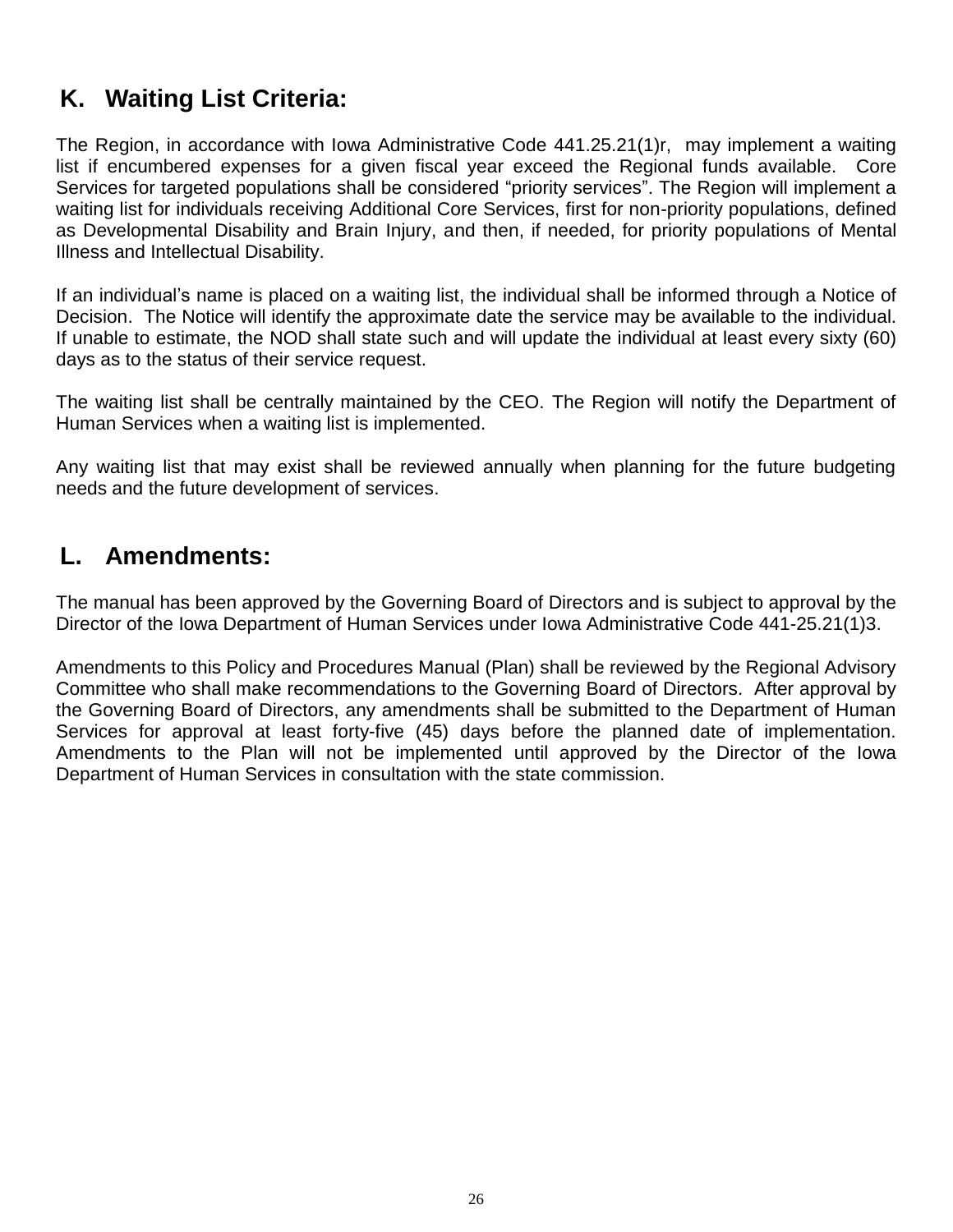## K. Waiting List Criteria:

The Region, in accordance with Iowa Administrative Code 441.25.21(1)r, may implement a waiting list if encumbered expenses for a given fiscal year exceed the Regional funds available. Core Services for targeted populations shall be considered "priority services". The Region will implement a waiting list for individuals receiving Additional Core Services, first for non-priority populations, defined as Developmental Disability and Brain Injury, and then, if needed, for priority populations of Mental Illness and Intellectual Disability.

If an individual's name is placed on a waiting list, the individual shall be informed through a Notice of Decision. The Notice will identify the approximate date the service may be available to the individual. If unable to estimate, the NOD shall state such and will update the individual at least every sixty (60) days as to the status of their service request.

The waiting list shall be centrally maintained by the CEO. The Region will notify the Department of Human Services when a waiting list is implemented.

Any waiting list that may exist shall be reviewed annually when planning for the future budgeting needs and the future development of services.

## L. Amendments:

The manual has been approved by the Governing Board of Directors and is subject to approval by the Director of the Iowa Department of Human Services under Iowa Administrative Code 441-25.21(1)3.

Amendments to this Policy and Procedures Manual (Plan) shall be reviewed by the Regional Advisory Committee who shall make recommendations to the Governing Board of Directors. After approval by the Governing Board of Directors, any amendments shall be submitted to the Department of Human Services for approval at least forty-five (45) days before the planned date of implementation. Amendments to the Plan will not be implemented until approved by the Director of the Iowa Department of Human Services in consultation with the state commission.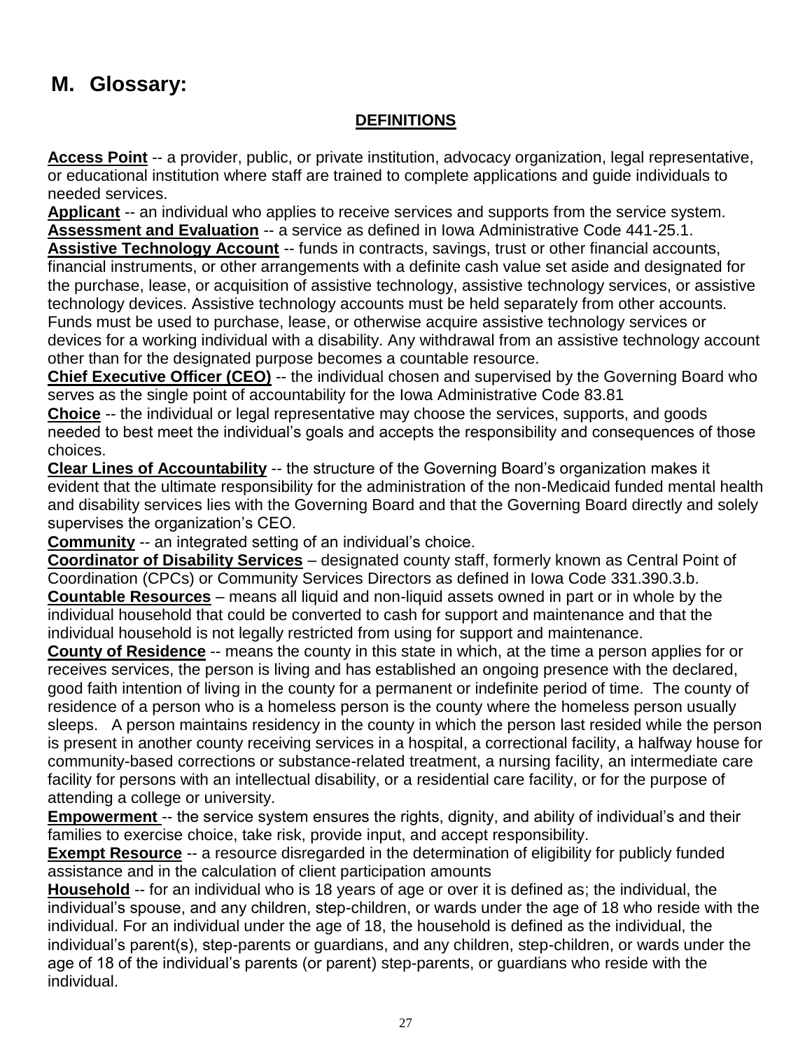## M. Glossary:

**DEFINITIONS**

**Access Point** -- a provider, public, or private institution, advocacy organization, legal representative, or educational institution where staff are trained to complete applications and guide individuals to needed services.

**Applicant** -- an individual who applies to receive services and supports from the service system.

**Assessment and Evaluation** -- a service as defined in Iowa Administrative Code 441-25.1.

**Assistive Technology Account** -- funds in contracts, savings, trust or other financial accounts, financial instruments, or other arrangements with a definite cash value set aside and designated for the purchase, lease, or acquisition of assistive technology, assistive technology services, or assistive technology devices. Assistive technology accounts must be held separately from other accounts. Funds must be used to purchase, lease, or otherwise acquire assistive technology services or devices for a working individual with a disability. Any withdrawal from an assistive technology account other than for the designated purpose becomes a countable resource.

**Chief Executive Officer (CEO)** -- the individual chosen and supervised by the Governing Board who serves as the single point of accountability for the Iowa Administrative Code 83.81

**Choice** -- the individual or legal representative may choose the services, supports, and goods needed to best meet the individual's goals and accepts the responsibility and consequences of those choices.

**Clear Lines of Accountability** -- the structure of the Governing Board's organization makes it evident that the ultimate responsibility for the administration of the non-Medicaid funded mental health and disability services lies with the Governing Board and that the Governing Board directly and solely supervises the organization's CEO.

**Community** -- an integrated setting of an individual's choice.

**Coordinator of Disability Services** – designated county staff, formerly known as Central Point of Coordination (CPCs) or Community Services Directors as defined in Iowa Code 331.390.3.b.

**Countable Resources** – means all liquid and non-liquid assets owned in part or in whole by the individual household that could be converted to cash for support and maintenance and that the individual household is not legally restricted from using for support and maintenance.

**County of Residence** -- means the county in this state in which, at the time a person applies for or receives services, the person is living and has established an ongoing presence with the declared, good faith intention of living in the county for a permanent or indefinite period of time. The county of residence of a person who is a homeless person is the county where the homeless person usually sleeps. A person maintains residency in the county in which the person last resided while the person is present in another county receiving services in a hospital, a correctional facility, a halfway house for community-based corrections or substance-related treatment, a nursing facility, an intermediate care facility for persons with an intellectual disability, or a residential care facility, or for the purpose of attending a college or university.

**Empowerment** -- the service system ensures the rights, dignity, and ability of individual's and their families to exercise choice, take risk, provide input, and accept responsibility.

**Exempt Resource** -- a resource disregarded in the determination of eligibility for publicly funded assistance and in the calculation of client participation amounts

**Household** -- for an individual who is 18 years of age or over it is defined as; the individual, the individual's spouse, and any children, step-children, or wards under the age of 18 who reside with the individual. For an individual under the age of 18, the household is defined as the individual, the individual's parent(s), step-parents or guardians, and any children, step-children, or wards under the age of 18 of the individual's parents (or parent) step-parents, or guardians who reside with the individual.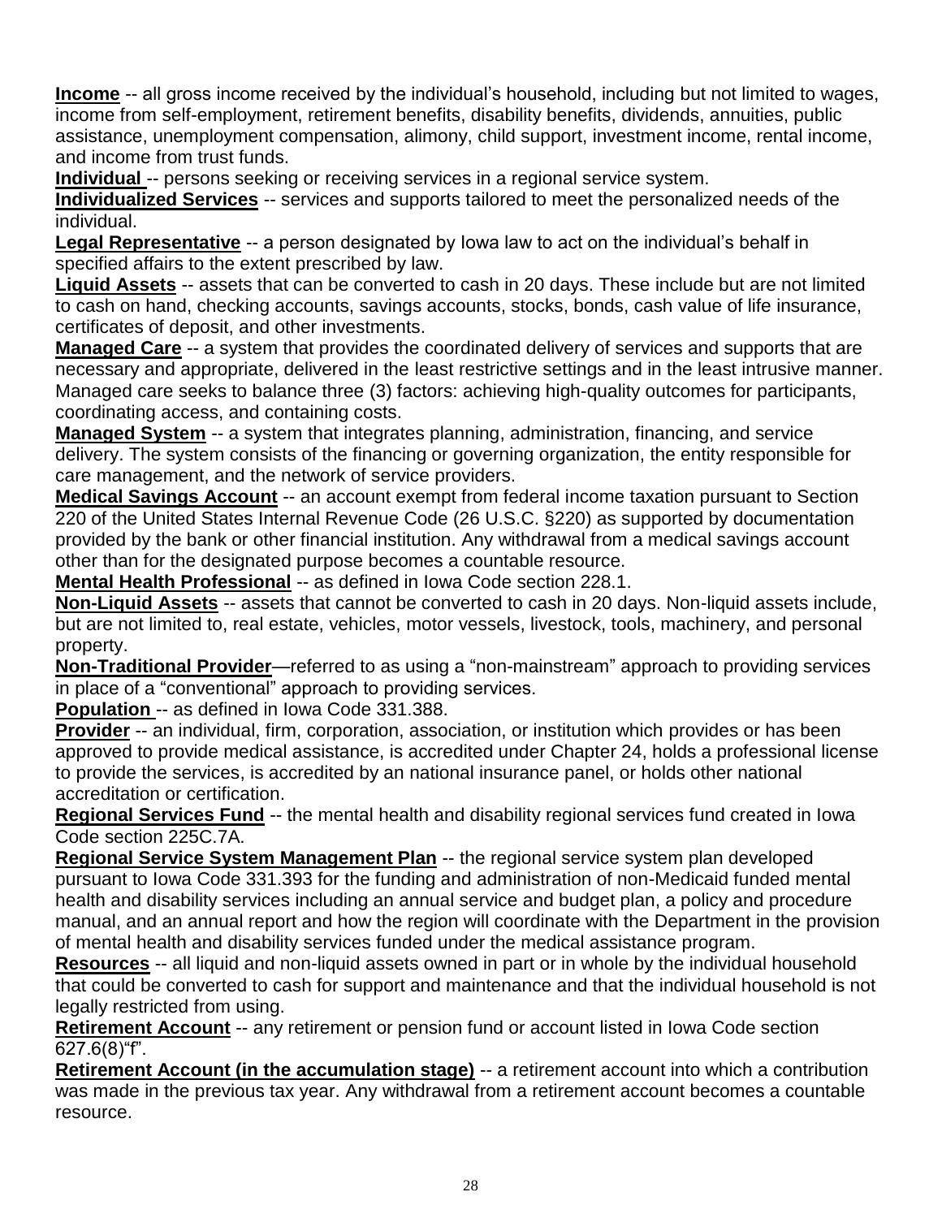**Income** -- all gross income received by the individual's household, including but not limited to wages, income from self-employment, retirement benefits, disability benefits, dividends, annuities, public assistance, unemployment compensation, alimony, child support, investment income, rental income, and income from trust funds.

**Individual** -- persons seeking or receiving services in a regional service system.

**Individualized Services** -- services and supports tailored to meet the personalized needs of the individual.

**Legal Representative** -- a person designated by Iowa law to act on the individual's behalf in specified affairs to the extent prescribed by law.

**Liquid Assets** -- assets that can be converted to cash in 20 days. These include but are not limited to cash on hand, checking accounts, savings accounts, stocks, bonds, cash value of life insurance, certificates of deposit, and other investments.

**Managed Care** -- a system that provides the coordinated delivery of services and supports that are necessary and appropriate, delivered in the least restrictive settings and in the least intrusive manner. Managed care seeks to balance three (3) factors: achieving high-quality outcomes for participants, coordinating access, and containing costs.

**Managed System** -- a system that integrates planning, administration, financing, and service delivery. The system consists of the financing or governing organization, the entity responsible for care management, and the network of service providers.

**Medical Savings Account** -- an account exempt from federal income taxation pursuant to Section 220 of the United States Internal Revenue Code (26 U.S.C. §220) as supported by documentation provided by the bank or other financial institution. Any withdrawal from a medical savings account other than for the designated purpose becomes a countable resource.

**Mental Health Professional** -- as defined in Iowa Code section 228.1.

**Non-Liquid Assets** -- assets that cannot be converted to cash in 20 days. Non-liquid assets include, but are not limited to, real estate, vehicles, motor vessels, livestock, tools, machinery, and personal property.

**Non-Traditional Provider**—referred to as using a "non-mainstream" approach to providing services in place of a "conventional" approach to providing services.

**Population** -- as defined in Iowa Code 331.388.

**Provider** -- an individual, firm, corporation, association, or institution which provides or has been approved to provide medical assistance, is accredited under Chapter 24, holds a professional license to provide the services, is accredited by an national insurance panel, or holds other national accreditation or certification.

**Regional Services Fund** -- the mental health and disability regional services fund created in Iowa Code section 225C.7A.

**Regional Service System Management Plan** -- the regional service system plan developed pursuant to Iowa Code 331.393 for the funding and administration of non-Medicaid funded mental health and disability services including an annual service and budget plan, a policy and procedure manual, and an annual report and how the region will coordinate with the Department in the provision of mental health and disability services funded under the medical assistance program.

**Resources** -- all liquid and non-liquid assets owned in part or in whole by the individual household that could be converted to cash for support and maintenance and that the individual household is not legally restricted from using.

**Retirement Account** -- any retirement or pension fund or account listed in Iowa Code section 627.6(8)"f".

**Retirement Account (in the accumulation stage)** -- a retirement account into which a contribution was made in the previous tax year. Any withdrawal from a retirement account becomes a countable resource.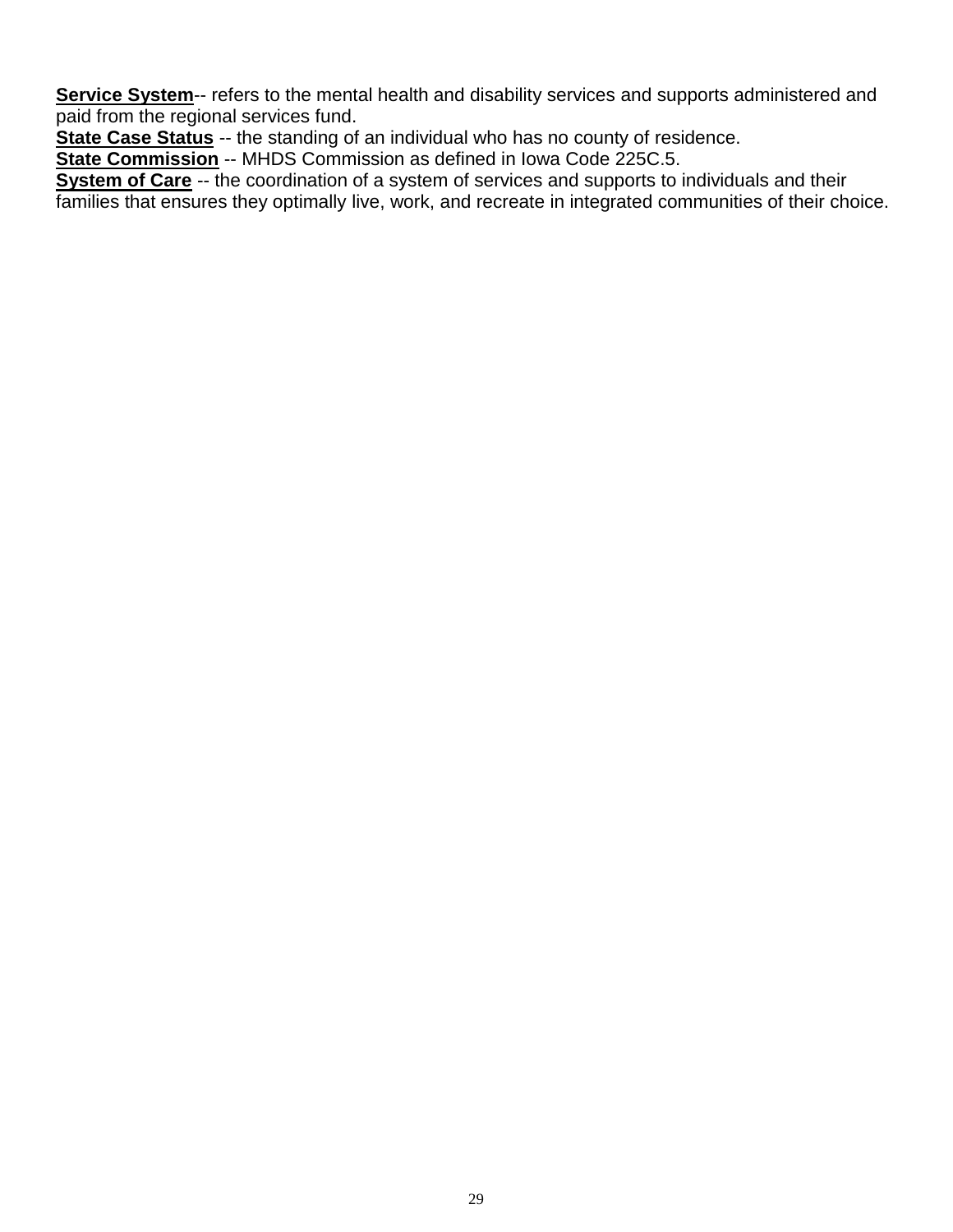**Service System**-- refers to the mental health and disability services and supports administered and paid from the regional services fund.
**State Case Status** -- the standing of an individual who has no county of residence.
**State Commission** -- MHDS Commission as defined in Iowa Code 225C.5.
**System of Care** -- the coordination of a system of services and supports to individuals and their families that ensures they optimally live, work, and recreate in integrated communities of their choice.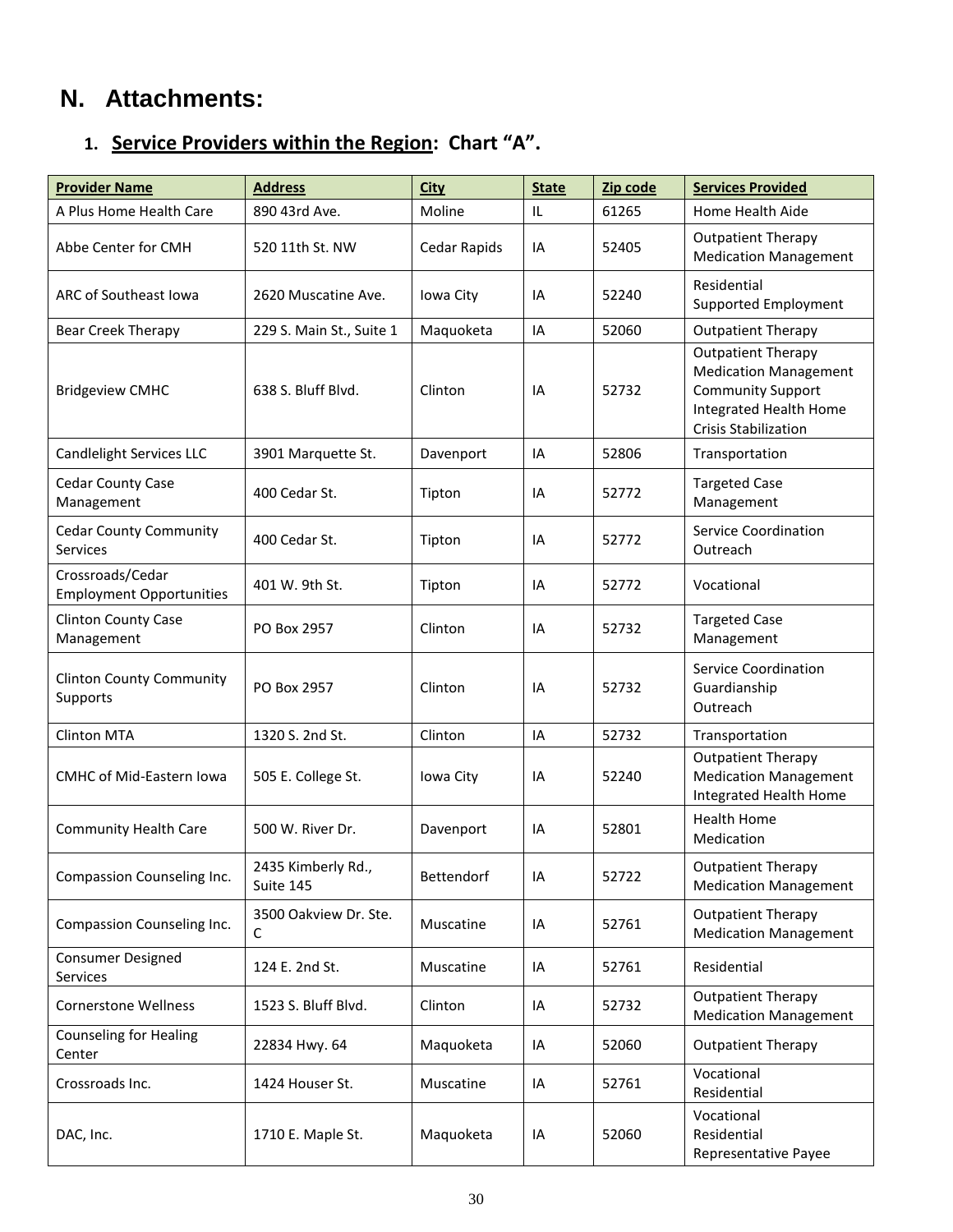## N. Attachments:

### 1. Service Providers within the Region: Chart "A".

| Provider Name | Address | City | State | Zip code | Services Provided |
|---|---|---|---|---|---|
| A Plus Home Health Care | 890 43rd Ave. | Moline | IL | 61265 | Home Health Aide |
| Abbe Center for CMH | 520 11th St. NW | Cedar Rapids | IA | 52405 | Outpatient Therapy<br>Medication Management |
| ARC of Southeast Iowa | 2620 Muscatine Ave. | Iowa City | IA | 52240 | Residential<br>Supported Employment |
| Bear Creek Therapy | 229 S. Main St., Suite 1 | Maquoketa | IA | 52060 | Outpatient Therapy |
| Bridgeview CMHC | 638 S. Bluff Blvd. | Clinton | IA | 52732 | Outpatient Therapy<br>Medication Management<br>Community Support<br>Integrated Health Home<br>Crisis Stabilization |
| Candlelight Services LLC | 3901 Marquette St. | Davenport | IA | 52806 | Transportation |
| Cedar County Case Management | 400 Cedar St. | Tipton | IA | 52772 | Targeted Case Management |
| Cedar County Community Services | 400 Cedar St. | Tipton | IA | 52772 | Service Coordination<br>Outreach |
| Crossroads/Cedar Employment Opportunities | 401 W. 9th St. | Tipton | IA | 52772 | Vocational |
| Clinton County Case Management | PO Box 2957 | Clinton | IA | 52732 | Targeted Case Management |
| Clinton County Community Supports | PO Box 2957 | Clinton | IA | 52732 | Service Coordination<br>Guardianship<br>Outreach |
| Clinton MTA | 1320 S. 2nd St. | Clinton | IA | 52732 | Transportation |
| CMHC of Mid-Eastern Iowa | 505 E. College St. | Iowa City | IA | 52240 | Outpatient Therapy<br>Medication Management<br>Integrated Health Home |
| Community Health Care | 500 W. River Dr. | Davenport | IA | 52801 | Health Home<br>Medication |
| Compassion Counseling Inc. | 2435 Kimberly Rd., Suite 145 | Bettendorf | IA | 52722 | Outpatient Therapy<br>Medication Management |
| Compassion Counseling Inc. | 3500 Oakview Dr. Ste. C | Muscatine | IA | 52761 | Outpatient Therapy<br>Medication Management |
| Consumer Designed Services | 124 E. 2nd St. | Muscatine | IA | 52761 | Residential |
| Cornerstone Wellness | 1523 S. Bluff Blvd. | Clinton | IA | 52732 | Outpatient Therapy<br>Medication Management |
| Counseling for Healing Center | 22834 Hwy. 64 | Maquoketa | IA | 52060 | Outpatient Therapy |
| Crossroads Inc. | 1424 Houser St. | Muscatine | IA | 52761 | Vocational<br>Residential |
| DAC, Inc. | 1710 E. Maple St. | Maquoketa | IA | 52060 | Vocational<br>Residential<br>Representative Payee |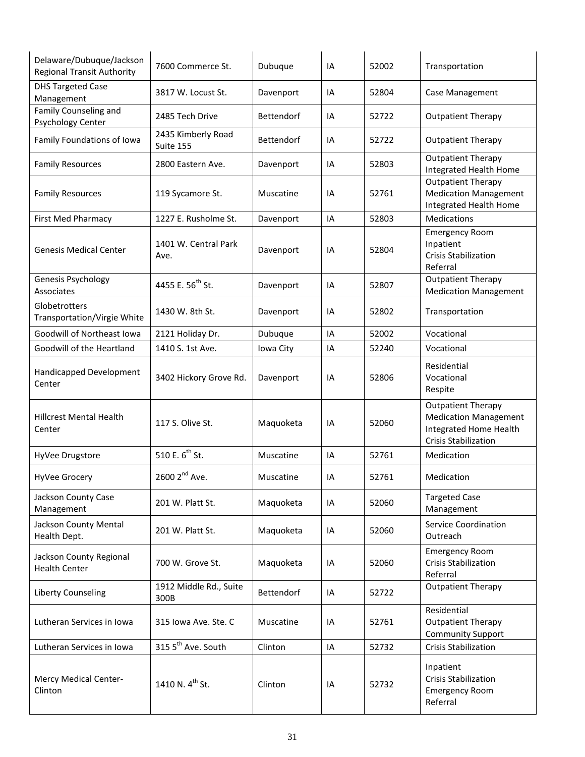| Delaware/Dubuque/Jackson Regional Transit Authority | 7600 Commerce St. | Dubuque | IA | 52002 | Transportation |
|---|---|---|---|---|---|
| DHS Targeted Case Management | 3817 W. Locust St. | Davenport | IA | 52804 | Case Management |
| Family Counseling and Psychology Center | 2485 Tech Drive | Bettendorf | IA | 52722 | Outpatient Therapy |
| Family Foundations of Iowa | 2435 Kimberly Road Suite 155 | Bettendorf | IA | 52722 | Outpatient Therapy |
| Family Resources | 2800 Eastern Ave. | Davenport | IA | 52803 | Outpatient Therapy<br>Integrated Health Home |
| Family Resources | 119 Sycamore St. | Muscatine | IA | 52761 | Outpatient Therapy<br>Medication Management<br>Integrated Health Home |
| First Med Pharmacy | 1227 E. Rusholme St. | Davenport | IA | 52803 | Medications |
| Genesis Medical Center | 1401 W. Central Park Ave. | Davenport | IA | 52804 | Emergency Room<br>Inpatient<br>Crisis Stabilization<br>Referral |
| Genesis Psychology Associates | 4455 E. 56th St. | Davenport | IA | 52807 | Outpatient Therapy<br>Medication Management |
| Globetrotters Transportation/Virgie White | 1430 W. 8th St. | Davenport | IA | 52802 | Transportation |
| Goodwill of Northeast Iowa | 2121 Holiday Dr. | Dubuque | IA | 52002 | Vocational |
| Goodwill of the Heartland | 1410 S. 1st Ave. | Iowa City | IA | 52240 | Vocational |
| Handicapped Development Center | 3402 Hickory Grove Rd. | Davenport | IA | 52806 | Residential<br>Vocational<br>Respite |
| Hillcrest Mental Health Center | 117 S. Olive St. | Maquoketa | IA | 52060 | Outpatient Therapy<br>Medication Management<br>Integrated Home Health<br>Crisis Stabilization |
| HyVee Drugstore | 510 E. 6th St. | Muscatine | IA | 52761 | Medication |
| HyVee Grocery | 2600 2nd Ave. | Muscatine | IA | 52761 | Medication |
| Jackson County Case Management | 201 W. Platt St. | Maquoketa | IA | 52060 | Targeted Case Management |
| Jackson County Mental Health Dept. | 201 W. Platt St. | Maquoketa | IA | 52060 | Service Coordination<br>Outreach |
| Jackson County Regional Health Center | 700 W. Grove St. | Maquoketa | IA | 52060 | Emergency Room<br>Crisis Stabilization<br>Referral |
| Liberty Counseling | 1912 Middle Rd., Suite 300B | Bettendorf | IA | 52722 | Outpatient Therapy |
| Lutheran Services in Iowa | 315 Iowa Ave. Ste. C | Muscatine | IA | 52761 | Residential<br>Outpatient Therapy<br>Community Support |
| Lutheran Services in Iowa | 315 5th Ave. South | Clinton | IA | 52732 | Crisis Stabilization |
| Mercy Medical Center-Clinton | 1410 N. 4th St. | Clinton | IA | 52732 | Inpatient<br>Crisis Stabilization<br>Emergency Room<br>Referral |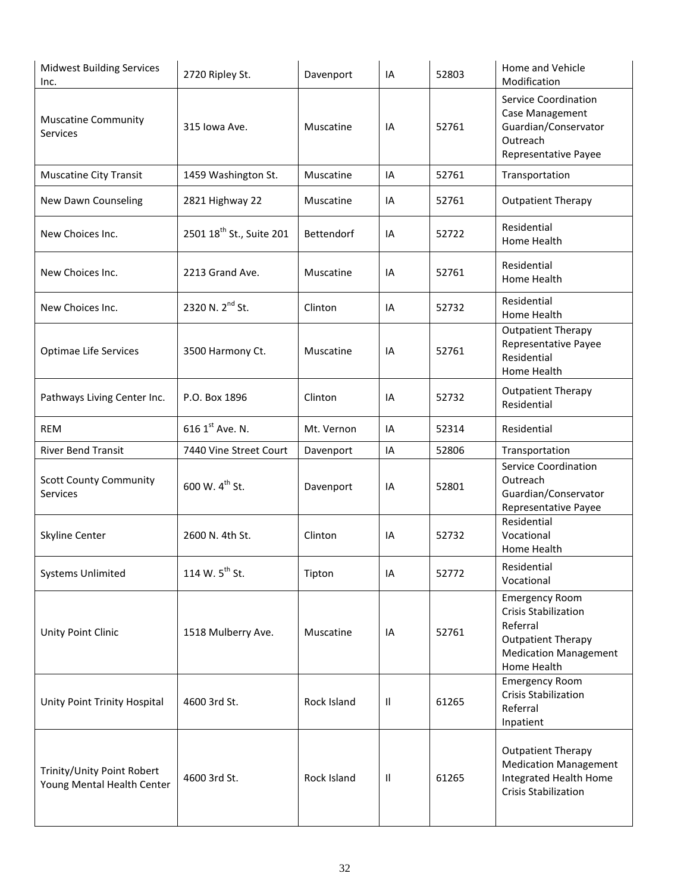| Midwest Building Services Inc. | 2720 Ripley St. | Davenport | IA | 52803 | Home and Vehicle Modification |
|---|---|---|---|---|---|
| Muscatine Community Services | 315 Iowa Ave. | Muscatine | IA | 52761 | Service Coordination<br>Case Management<br>Guardian/Conservator<br>Outreach<br>Representative Payee |
| Muscatine City Transit | 1459 Washington St. | Muscatine | IA | 52761 | Transportation |
| New Dawn Counseling | 2821 Highway 22 | Muscatine | IA | 52761 | Outpatient Therapy |
| New Choices Inc. | 2501 18th St., Suite 201 | Bettendorf | IA | 52722 | Residential<br>Home Health |
| New Choices Inc. | 2213 Grand Ave. | Muscatine | IA | 52761 | Residential<br>Home Health |
| New Choices Inc. | 2320 N. 2nd St. | Clinton | IA | 52732 | Residential<br>Home Health |
| Optimae Life Services | 3500 Harmony Ct. | Muscatine | IA | 52761 | Outpatient Therapy<br>Representative Payee<br>Residential<br>Home Health |
| Pathways Living Center Inc. | P.O. Box 1896 | Clinton | IA | 52732 | Outpatient Therapy<br>Residential |
| REM | 616 1st Ave. N. | Mt. Vernon | IA | 52314 | Residential |
| River Bend Transit | 7440 Vine Street Court | Davenport | IA | 52806 | Transportation |
| Scott County Community Services | 600 W. 4th St. | Davenport | IA | 52801 | Service Coordination<br>Outreach<br>Guardian/Conservator<br>Representative Payee |
| Skyline Center | 2600 N. 4th St. | Clinton | IA | 52732 | Residential<br>Vocational<br>Home Health |
| Systems Unlimited | 114 W. 5th St. | Tipton | IA | 52772 | Residential<br>Vocational |
| Unity Point Clinic | 1518 Mulberry Ave. | Muscatine | IA | 52761 | Emergency Room<br>Crisis Stabilization<br>Referral<br>Outpatient Therapy<br>Medication Management<br>Home Health |
| Unity Point Trinity Hospital | 4600 3rd St. | Rock Island | Il | 61265 | Emergency Room<br>Crisis Stabilization<br>Referral<br>Inpatient |
| Trinity/Unity Point Robert Young Mental Health Center | 4600 3rd St. | Rock Island | Il | 61265 | Outpatient Therapy<br>Medication Management<br>Integrated Health Home<br>Crisis Stabilization |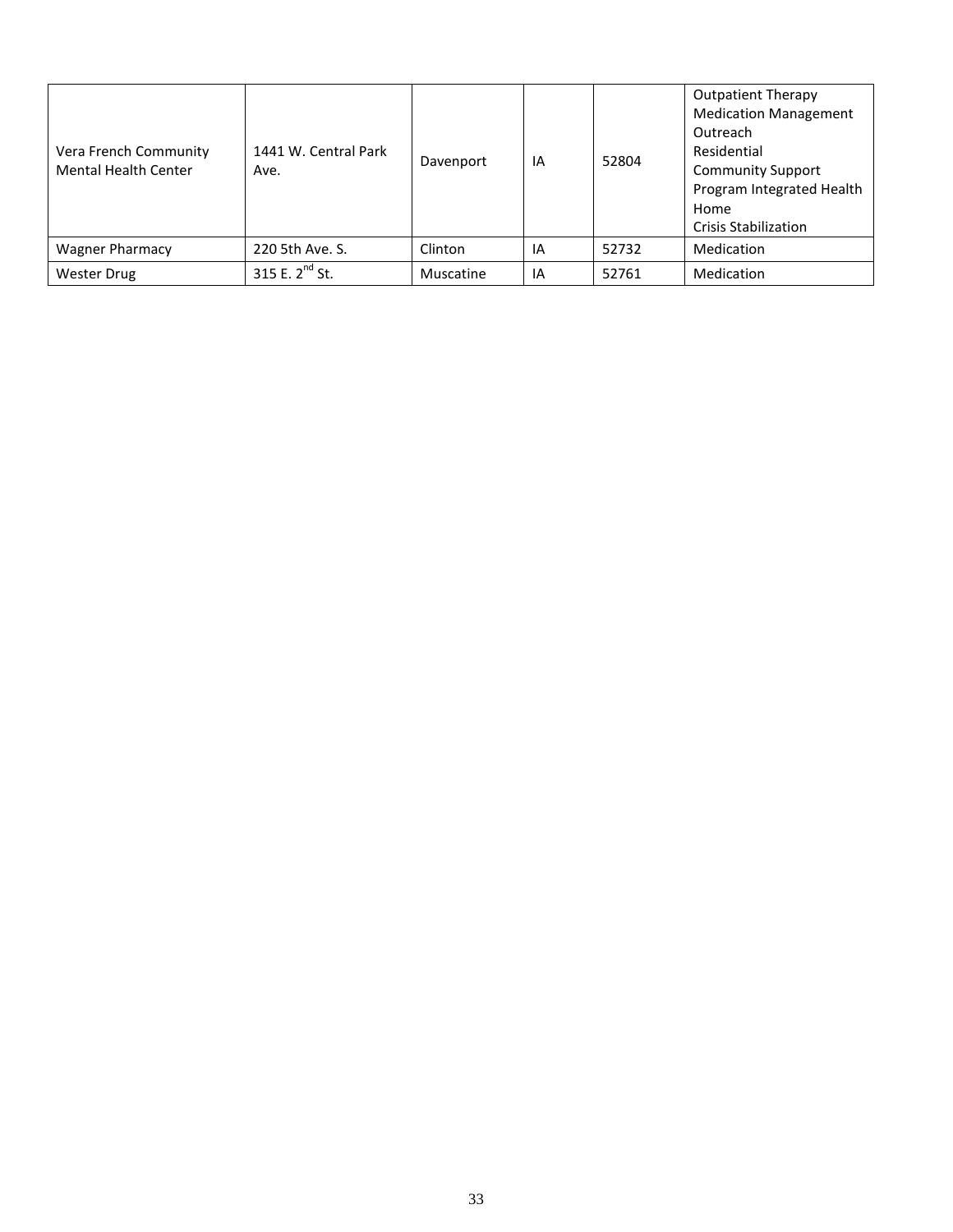| | | | | | |
|---|---|---|---|---|---|
| Vera French Community Mental Health Center | 1441 W. Central Park Ave. | Davenport | IA | 52804 | Outpatient Therapy<br>Medication Management<br>Outreach<br>Residential<br>Community Support Program Integrated Health Home<br>Crisis Stabilization |
| Wagner Pharmacy | 220 5th Ave. S. | Clinton | IA | 52732 | Medication |
| Wester Drug | 315 E. 2nd St. | Muscatine | IA | 52761 | Medication |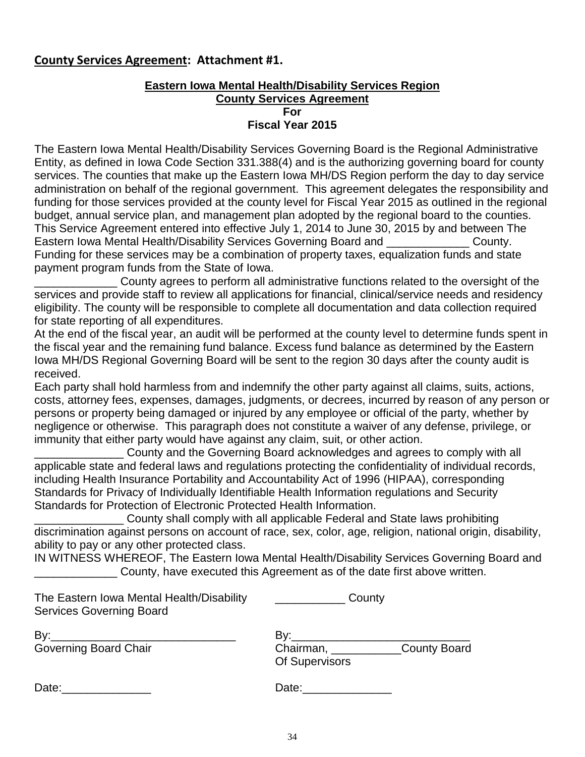**<u>County Services Agreement</u>: Attachment #1.**

**<u>Eastern Iowa Mental Health/Disability Services Region</u>**
**<u>County Services Agreement</u>**
**For**
**Fiscal Year 2015**

The Eastern Iowa Mental Health/Disability Services Governing Board is the Regional Administrative Entity, as defined in Iowa Code Section 331.388(4) and is the authorizing governing board for county services. The counties that make up the Eastern Iowa MH/DS Region perform the day to day service administration on behalf of the regional government. This agreement delegates the responsibility and funding for those services provided at the county level for Fiscal Year 2015 as outlined in the regional budget, annual service plan, and management plan adopted by the regional board to the counties. This Service Agreement entered into effective July 1, 2014 to June 30, 2015 by and between The Eastern Iowa Mental Health/Disability Services Governing Board and _____________ County. Funding for these services may be a combination of property taxes, equalization funds and state payment program funds from the State of Iowa.

_____________ County agrees to perform all administrative functions related to the oversight of the services and provide staff to review all applications for financial, clinical/service needs and residency eligibility. The county will be responsible to complete all documentation and data collection required for state reporting of all expenditures.

At the end of the fiscal year, an audit will be performed at the county level to determine funds spent in the fiscal year and the remaining fund balance. Excess fund balance as determined by the Eastern Iowa MH/DS Regional Governing Board will be sent to the region 30 days after the county audit is received.

Each party shall hold harmless from and indemnify the other party against all claims, suits, actions, costs, attorney fees, expenses, damages, judgments, or decrees, incurred by reason of any person or persons or property being damaged or injured by any employee or official of the party, whether by negligence or otherwise. This paragraph does not constitute a waiver of any defense, privilege, or immunity that either party would have against any claim, suit, or other action.

______________ County and the Governing Board acknowledges and agrees to comply with all applicable state and federal laws and regulations protecting the confidentiality of individual records, including Health Insurance Portability and Accountability Act of 1996 (HIPAA), corresponding Standards for Privacy of Individually Identifiable Health Information regulations and Security Standards for Protection of Electronic Protected Health Information.

______________ County shall comply with all applicable Federal and State laws prohibiting discrimination against persons on account of race, sex, color, age, religion, national origin, disability, ability to pay or any other protected class.

IN WITNESS WHEREOF, The Eastern Iowa Mental Health/Disability Services Governing Board and _____________ County, have executed this Agreement as of the date first above written.

The Eastern Iowa Mental Health/Disability Services Governing Board

By:_____________________________
Governing Board Chair

Date:______________

___________ County

By:____________________________
Chairman, ___________County Board Of Supervisors

Date:______________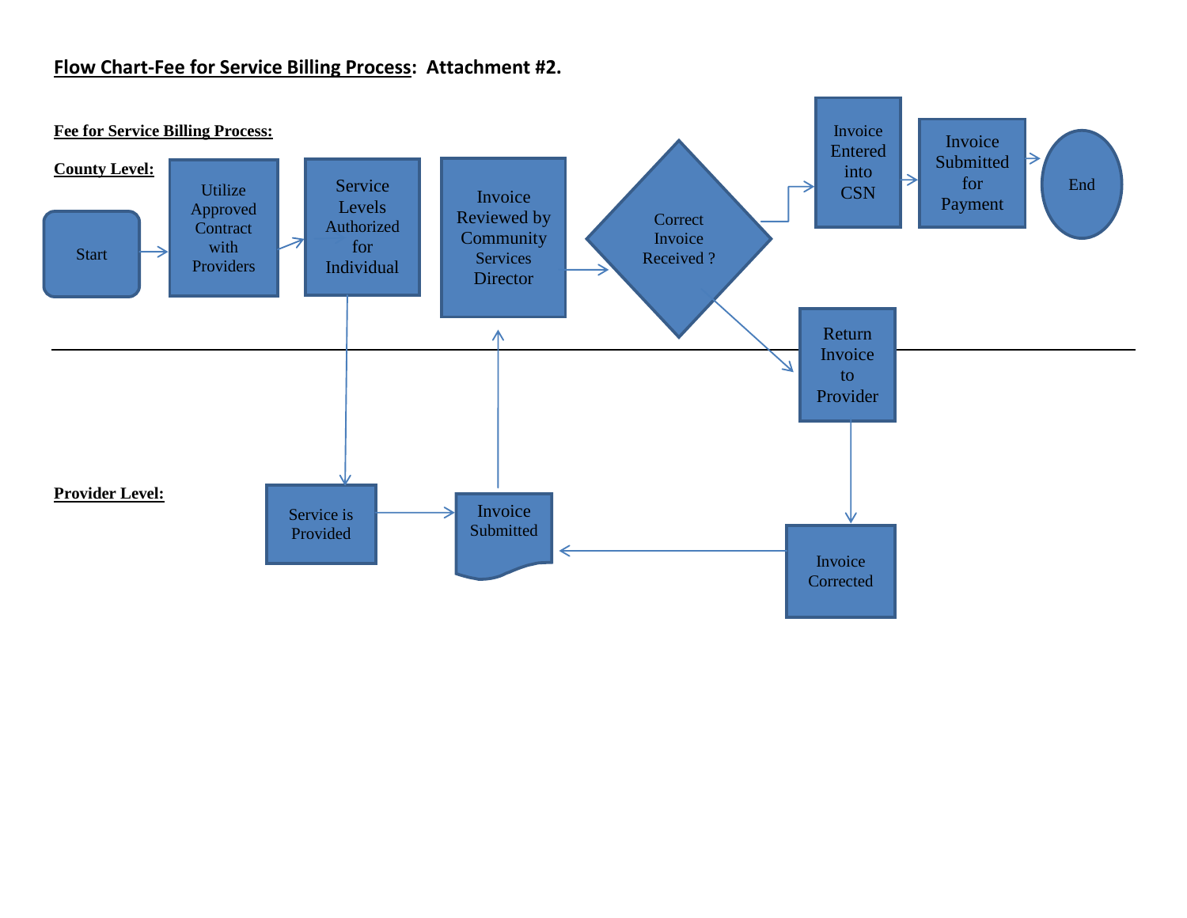# Flow Chart-Fee for Service Billing Process: Attachment #2.

**Fee for Service Billing Process:**

**County Level:**

Start → Utilize Approved Contract with Providers → Service Levels Authorized for Individual

Invoice Reviewed by Community Services Director → Correct Invoice Received ?

Correct Invoice Received ? → Invoice Entered into CSN → Invoice Submitted for Payment → End

Correct Invoice Received ? → Return Invoice to Provider

**Provider Level:**

Service Levels Authorized for Individual → Service is Provided → Invoice Submitted → Invoice Reviewed by Community Services Director

Return Invoice to Provider → Invoice Corrected → Invoice Submitted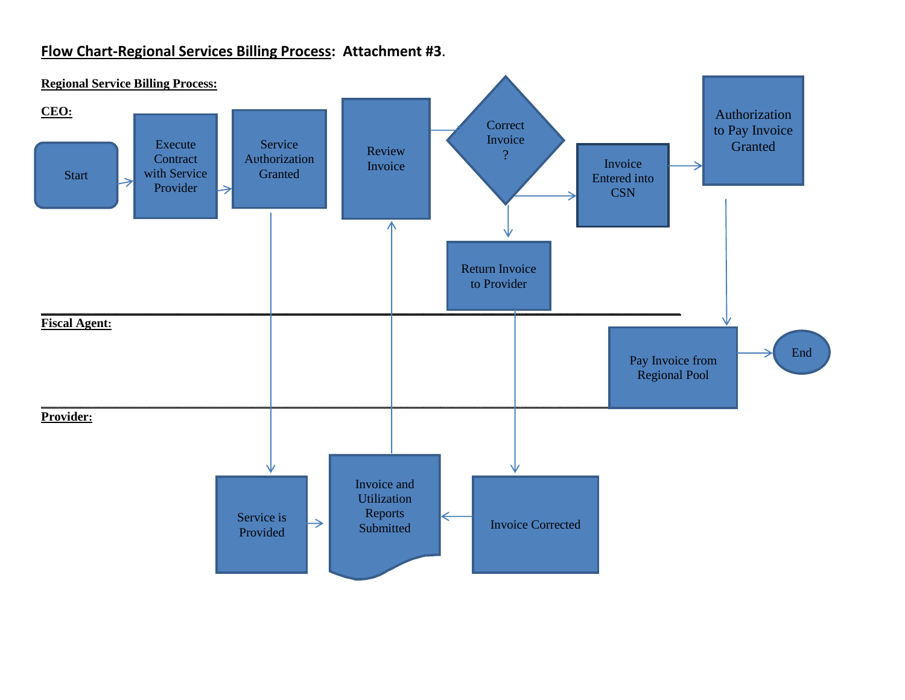**Flow Chart-Regional Services Billing Process: Attachment #3.**

**Regional Service Billing Process:**

**CEO:**

Start → Execute Contract with Service Provider → Service Authorization Granted

Review Invoice → Correct Invoice ?

Correct Invoice ? → Invoice Entered into CSN → Authorization to Pay Invoice Granted

Correct Invoice ? → Return Invoice to Provider

**Fiscal Agent:**

Pay Invoice from Regional Pool → End

**Provider:**

Service is Provided → Invoice and Utilization Reports Submitted

Invoice Corrected → Invoice and Utilization Reports Submitted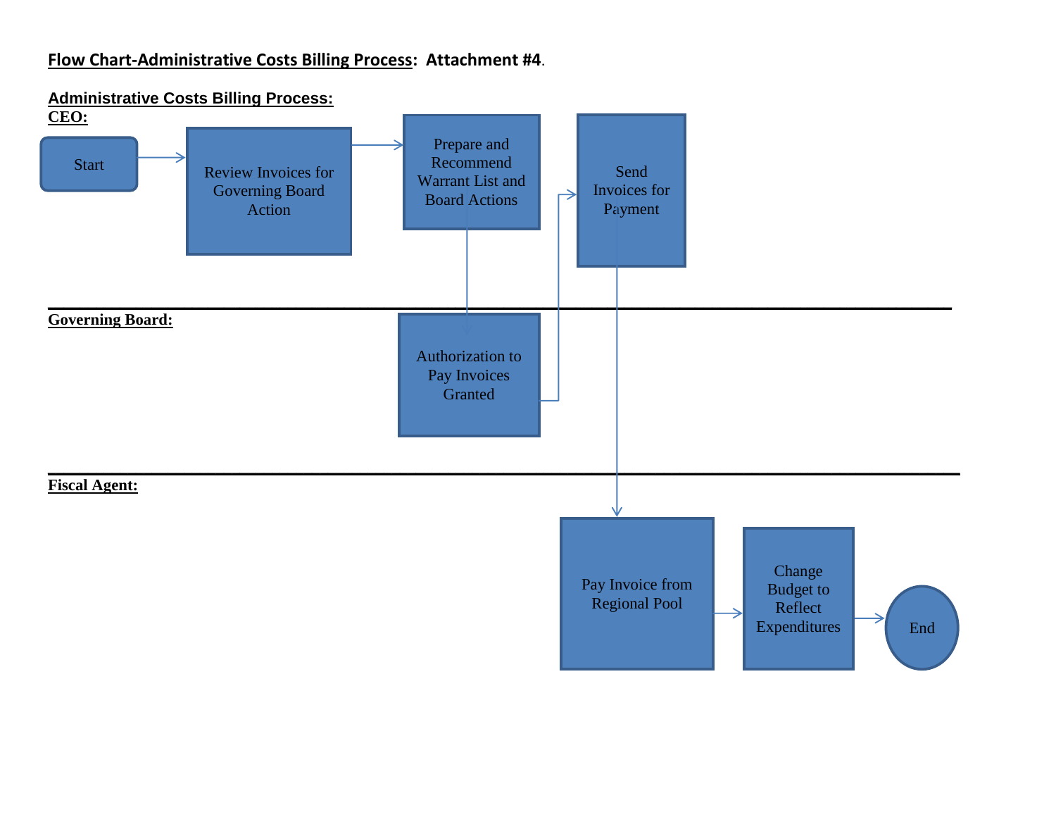**Flow Chart-Administrative Costs Billing Process: Attachment #4.**

**Administrative Costs Billing Process:**

**CEO:**

Start → Review Invoices for Governing Board Action → Prepare and Recommend Warrant List and Board Actions

Send Invoices for Payment

**Governing Board:**

Authorization to Pay Invoices Granted

**Fiscal Agent:**

Pay Invoice from Regional Pool → Change Budget to Reflect Expenditures → End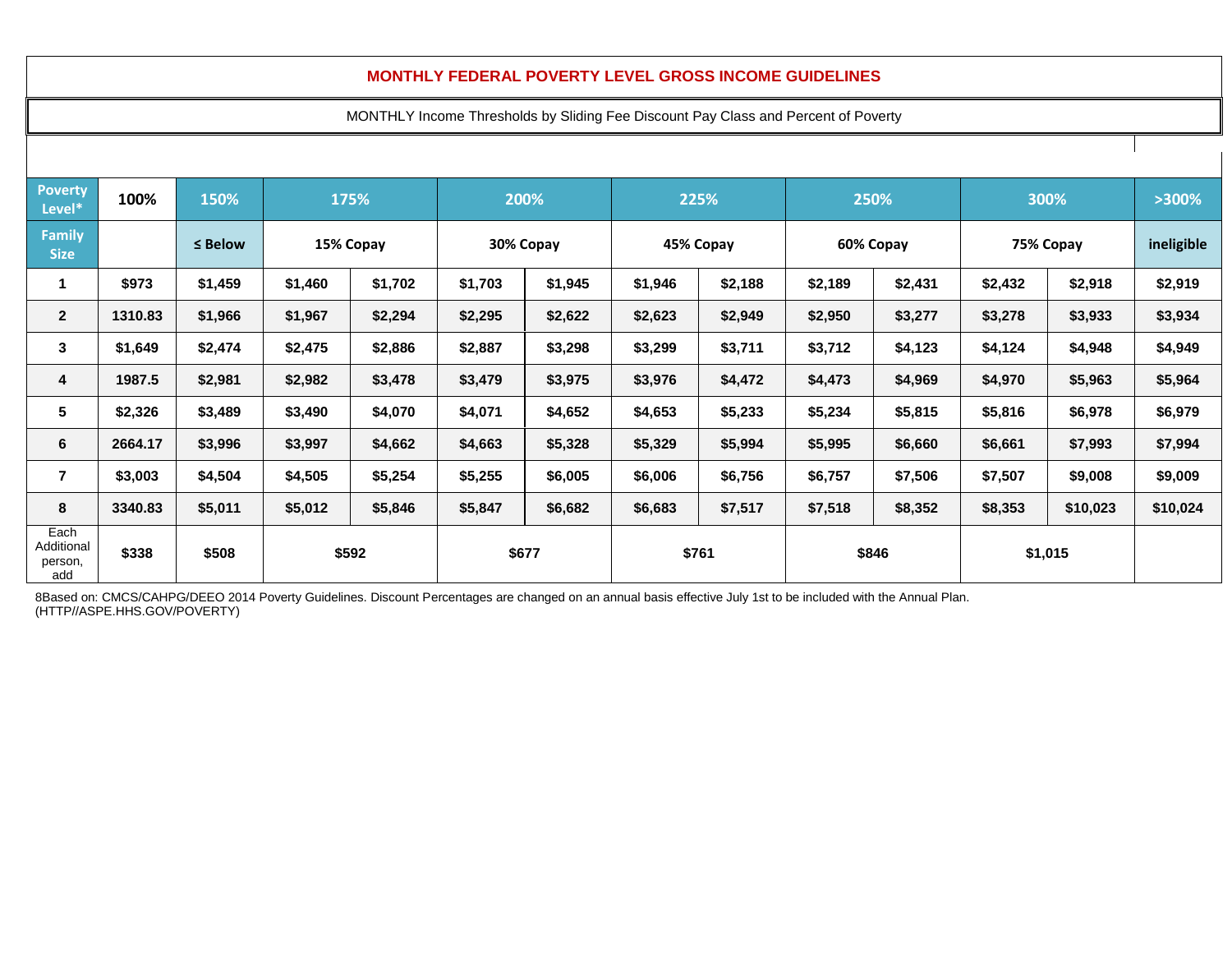**MONTHLY FEDERAL POVERTY LEVEL GROSS INCOME GUIDELINES**

MONTHLY Income Thresholds by Sliding Fee Discount Pay Class and Percent of Poverty

| Poverty Level* | 100% | 150% | 175% | | 200% | | 225% | | 250% | | 300% | | >300% |
|---|---|---|---|---|---|---|---|---|---|---|---|---|---|
| Family Size | | ≤ Below | 15% Copay | | 30% Copay | | 45% Copay | | 60% Copay | | 75% Copay | | ineligible |
| 1 | $973 | $1,459 | $1,460 | $1,702 | $1,703 | $1,945 | $1,946 | $2,188 | $2,189 | $2,431 | $2,432 | $2,918 | $2,919 |
| 2 | 1310.83 | $1,966 | $1,967 | $2,294 | $2,295 | $2,622 | $2,623 | $2,949 | $2,950 | $3,277 | $3,278 | $3,933 | $3,934 |
| 3 | $1,649 | $2,474 | $2,475 | $2,886 | $2,887 | $3,298 | $3,299 | $3,711 | $3,712 | $4,123 | $4,124 | $4,948 | $4,949 |
| 4 | 1987.5 | $2,981 | $2,982 | $3,478 | $3,479 | $3,975 | $3,976 | $4,472 | $4,473 | $4,969 | $4,970 | $5,963 | $5,964 |
| 5 | $2,326 | $3,489 | $3,490 | $4,070 | $4,071 | $4,652 | $4,653 | $5,233 | $5,234 | $5,815 | $5,816 | $6,978 | $6,979 |
| 6 | 2664.17 | $3,996 | $3,997 | $4,662 | $4,663 | $5,328 | $5,329 | $5,994 | $5,995 | $6,660 | $6,661 | $7,993 | $7,994 |
| 7 | $3,003 | $4,504 | $4,505 | $5,254 | $5,255 | $6,005 | $6,006 | $6,756 | $6,757 | $7,506 | $7,507 | $9,008 | $9,009 |
| 8 | 3340.83 | $5,011 | $5,012 | $5,846 | $5,847 | $6,682 | $6,683 | $7,517 | $7,518 | $8,352 | $8,353 | $10,023 | $10,024 |
| Each Additional person, add | $338 | $508 | $592 | | $677 | | $761 | | $846 | | $1,015 | | |

8Based on: CMCS/CAHPG/DEEO 2014 Poverty Guidelines. Discount Percentages are changed on an annual basis effective July 1st to be included with the Annual Plan. (HTTP//ASPE.HHS.GOV/POVERTY)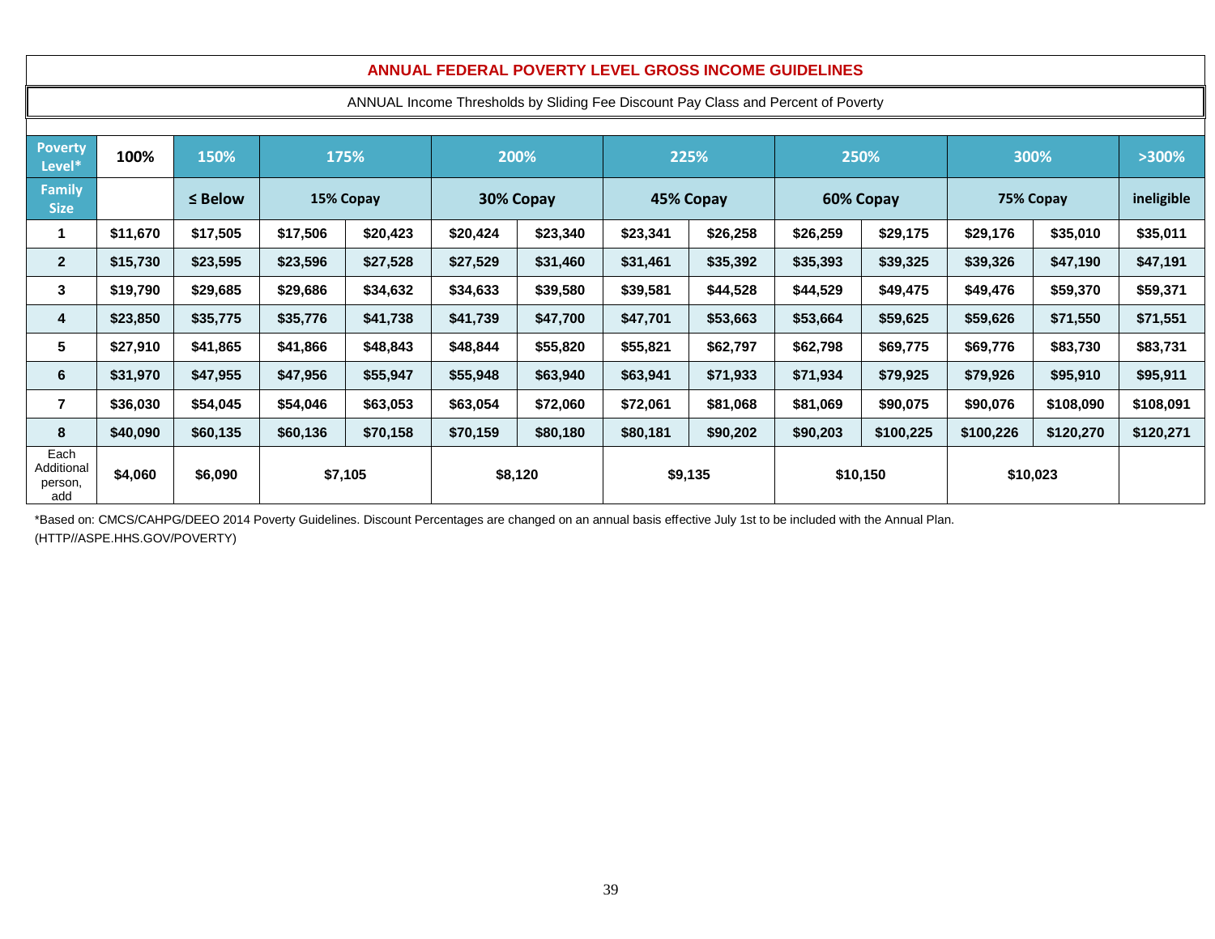## ANNUAL FEDERAL POVERTY LEVEL GROSS INCOME GUIDELINES

ANNUAL Income Thresholds by Sliding Fee Discount Pay Class and Percent of Poverty

| Poverty Level* | 100% | 150% | 175% | | 200% | | 225% | | 250% | | 300% | | >300% |
|---|---|---|---|---|---|---|---|---|---|---|---|---|---|
| Family Size | | ≤ Below | 15% Copay | | 30% Copay | | 45% Copay | | 60% Copay | | 75% Copay | | ineligible |
| 1 | $11,670 | $17,505 | $17,506 | $20,423 | $20,424 | $23,340 | $23,341 | $26,258 | $26,259 | $29,175 | $29,176 | $35,010 | $35,011 |
| 2 | $15,730 | $23,595 | $23,596 | $27,528 | $27,529 | $31,460 | $31,461 | $35,392 | $35,393 | $39,325 | $39,326 | $47,190 | $47,191 |
| 3 | $19,790 | $29,685 | $29,686 | $34,632 | $34,633 | $39,580 | $39,581 | $44,528 | $44,529 | $49,475 | $49,476 | $59,370 | $59,371 |
| 4 | $23,850 | $35,775 | $35,776 | $41,738 | $41,739 | $47,700 | $47,701 | $53,663 | $53,664 | $59,625 | $59,626 | $71,550 | $71,551 |
| 5 | $27,910 | $41,865 | $41,866 | $48,843 | $48,844 | $55,820 | $55,821 | $62,797 | $62,798 | $69,775 | $69,776 | $83,730 | $83,731 |
| 6 | $31,970 | $47,955 | $47,956 | $55,947 | $55,948 | $63,940 | $63,941 | $71,933 | $71,934 | $79,925 | $79,926 | $95,910 | $95,911 |
| 7 | $36,030 | $54,045 | $54,046 | $63,053 | $63,054 | $72,060 | $72,061 | $81,068 | $81,069 | $90,075 | $90,076 | $108,090 | $108,091 |
| 8 | $40,090 | $60,135 | $60,136 | $70,158 | $70,159 | $80,180 | $80,181 | $90,202 | $90,203 | $100,225 | $100,226 | $120,270 | $120,271 |
| Each Additional person, add | $4,060 | $6,090 | $7,105 | | $8,120 | | $9,135 | | $10,150 | | $10,023 | | |

*Based on: CMCS/CAHPG/DEEO 2014 Poverty Guidelines. Discount Percentages are changed on an annual basis effective July 1st to be included with the Annual Plan. (HTTP//ASPE.HHS.GOV/POVERTY)